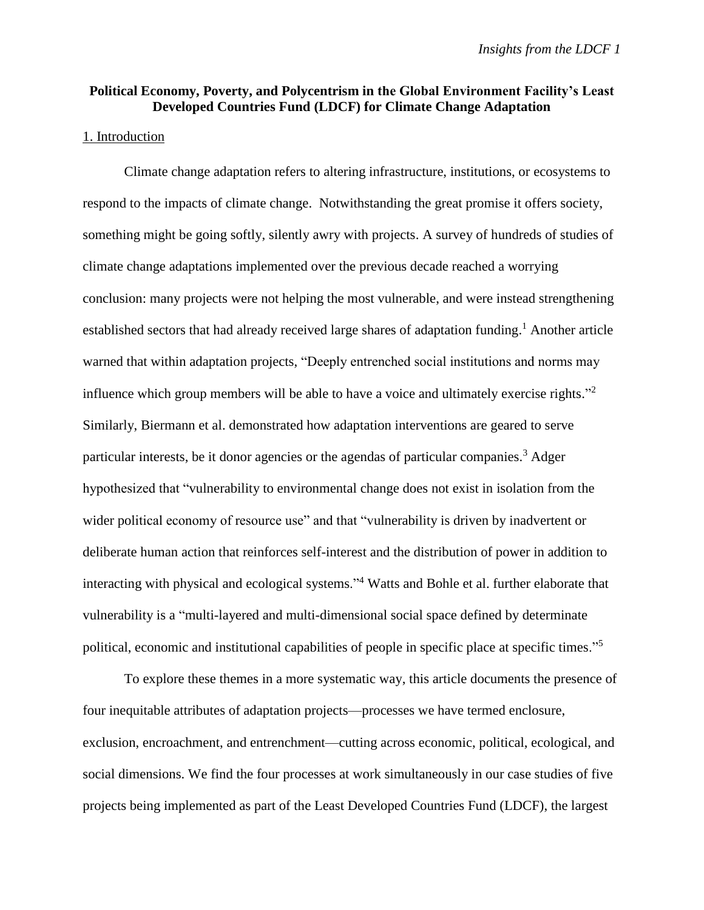**Political Economy, Poverty, and Polycentrism in the Global Environment Facility's Least Developed Countries Fund (LDCF) for Climate Change Adaptation**

## 1. Introduction

Climate change adaptation refers to altering infrastructure, institutions, or ecosystems to respond to the impacts of climate change. Notwithstanding the great promise it offers society, something might be going softly, silently awry with projects. A survey of hundreds of studies of climate change adaptations implemented over the previous decade reached a worrying conclusion: many projects were not helping the most vulnerable, and were instead strengthening established sectors that had already received large shares of adaptation funding.[1] Another article warned that within adaptation projects, "Deeply entrenched social institutions and norms may influence which group members will be able to have a voice and ultimately exercise rights."[2] Similarly, Biermann et al. demonstrated how adaptation interventions are geared to serve particular interests, be it donor agencies or the agendas of particular companies.[3] Adger hypothesized that "vulnerability to environmental change does not exist in isolation from the wider political economy of resource use" and that "vulnerability is driven by inadvertent or deliberate human action that reinforces self-interest and the distribution of power in addition to interacting with physical and ecological systems."[4] Watts and Bohle et al. further elaborate that vulnerability is a "multi-layered and multi-dimensional social space defined by determinate political, economic and institutional capabilities of people in specific place at specific times."[5]

To explore these themes in a more systematic way, this article documents the presence of four inequitable attributes of adaptation projects—processes we have termed enclosure, exclusion, encroachment, and entrenchment—cutting across economic, political, ecological, and social dimensions. We find the four processes at work simultaneously in our case studies of five projects being implemented as part of the Least Developed Countries Fund (LDCF), the largest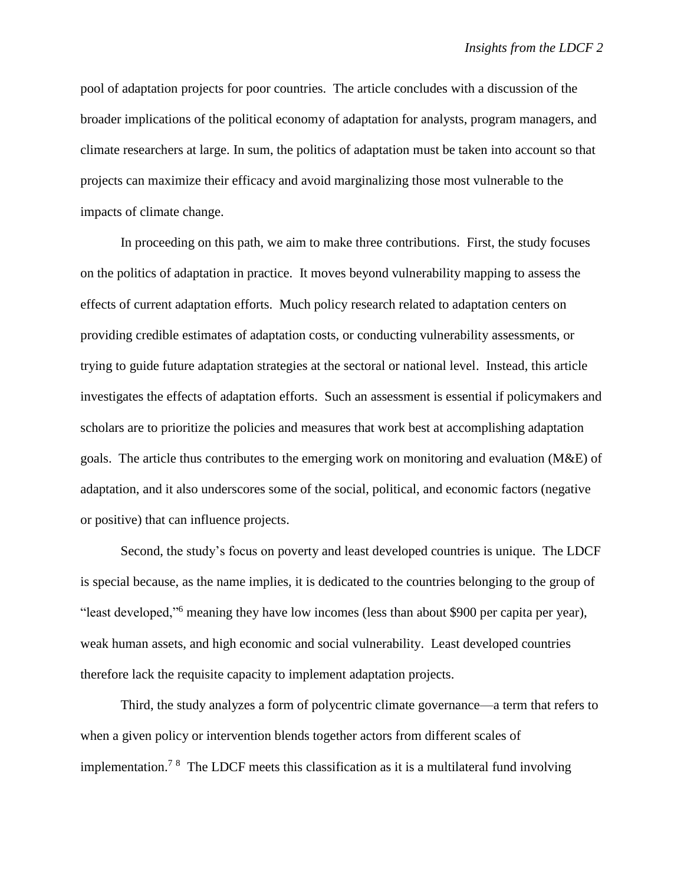pool of adaptation projects for poor countries. The article concludes with a discussion of the broader implications of the political economy of adaptation for analysts, program managers, and climate researchers at large. In sum, the politics of adaptation must be taken into account so that projects can maximize their efficacy and avoid marginalizing those most vulnerable to the impacts of climate change.

In proceeding on this path, we aim to make three contributions. First, the study focuses on the politics of adaptation in practice. It moves beyond vulnerability mapping to assess the effects of current adaptation efforts. Much policy research related to adaptation centers on providing credible estimates of adaptation costs, or conducting vulnerability assessments, or trying to guide future adaptation strategies at the sectoral or national level. Instead, this article investigates the effects of adaptation efforts. Such an assessment is essential if policymakers and scholars are to prioritize the policies and measures that work best at accomplishing adaptation goals. The article thus contributes to the emerging work on monitoring and evaluation (M&E) of adaptation, and it also underscores some of the social, political, and economic factors (negative or positive) that can influence projects.

Second, the study's focus on poverty and least developed countries is unique. The LDCF is special because, as the name implies, it is dedicated to the countries belonging to the group of "least developed,"[6] meaning they have low incomes (less than about $900 per capita per year), weak human assets, and high economic and social vulnerability. Least developed countries therefore lack the requisite capacity to implement adaptation projects.

Third, the study analyzes a form of polycentric climate governance—a term that refers to when a given policy or intervention blends together actors from different scales of implementation.[7] [8] The LDCF meets this classification as it is a multilateral fund involving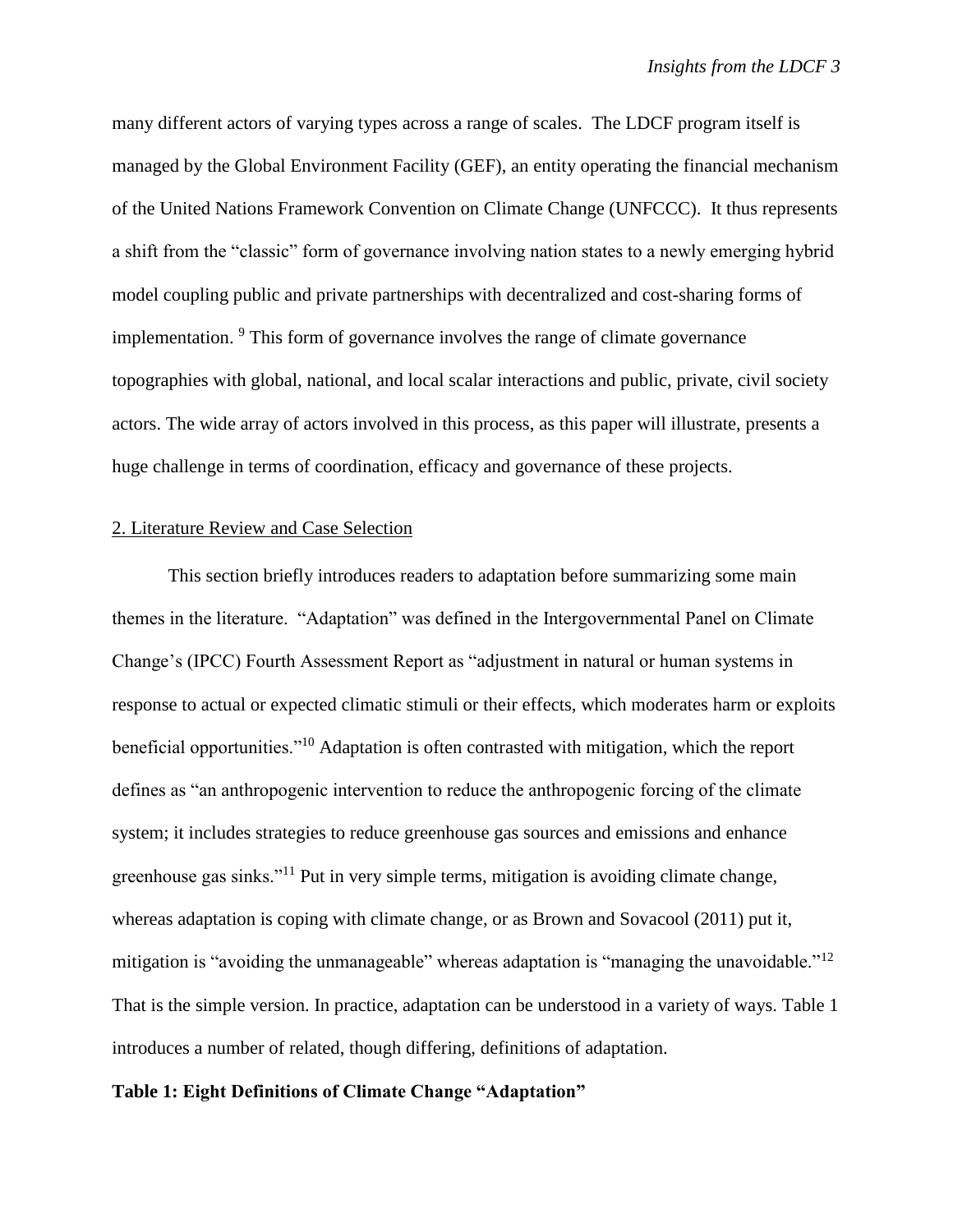many different actors of varying types across a range of scales. The LDCF program itself is managed by the Global Environment Facility (GEF), an entity operating the financial mechanism of the United Nations Framework Convention on Climate Change (UNFCCC). It thus represents a shift from the "classic" form of governance involving nation states to a newly emerging hybrid model coupling public and private partnerships with decentralized and cost-sharing forms of implementation. [9] This form of governance involves the range of climate governance topographies with global, national, and local scalar interactions and public, private, civil society actors. The wide array of actors involved in this process, as this paper will illustrate, presents a huge challenge in terms of coordination, efficacy and governance of these projects.

## 2. Literature Review and Case Selection

This section briefly introduces readers to adaptation before summarizing some main themes in the literature. "Adaptation" was defined in the Intergovernmental Panel on Climate Change's (IPCC) Fourth Assessment Report as "adjustment in natural or human systems in response to actual or expected climatic stimuli or their effects, which moderates harm or exploits beneficial opportunities."[10] Adaptation is often contrasted with mitigation, which the report defines as "an anthropogenic intervention to reduce the anthropogenic forcing of the climate system; it includes strategies to reduce greenhouse gas sources and emissions and enhance greenhouse gas sinks."[11] Put in very simple terms, mitigation is avoiding climate change, whereas adaptation is coping with climate change, or as Brown and Sovacool (2011) put it, mitigation is "avoiding the unmanageable" whereas adaptation is "managing the unavoidable."[12] That is the simple version. In practice, adaptation can be understood in a variety of ways. Table 1 introduces a number of related, though differing, definitions of adaptation.

**Table 1: Eight Definitions of Climate Change "Adaptation"**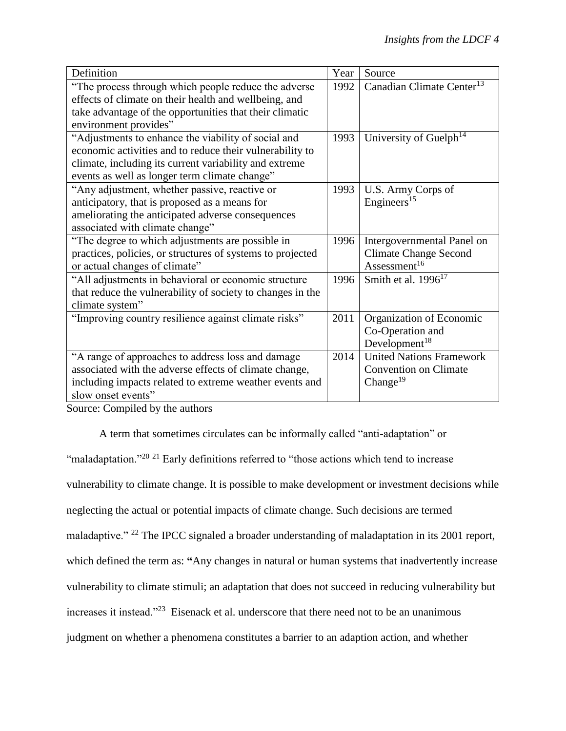| Definition | Year | Source |
| --- | --- | --- |
| "The process through which people reduce the adverse effects of climate on their health and wellbeing, and take advantage of the opportunities that their climatic environment provides" | 1992 | Canadian Climate Center[13] |
| "Adjustments to enhance the viability of social and economic activities and to reduce their vulnerability to climate, including its current variability and extreme events as well as longer term climate change" | 1993 | University of Guelph[14] |
| "Any adjustment, whether passive, reactive or anticipatory, that is proposed as a means for ameliorating the anticipated adverse consequences associated with climate change" | 1993 | U.S. Army Corps of Engineers[15] |
| "The degree to which adjustments are possible in practices, policies, or structures of systems to projected or actual changes of climate" | 1996 | Intergovernmental Panel on Climate Change Second Assessment[16] |
| "All adjustments in behavioral or economic structure that reduce the vulnerability of society to changes in the climate system" | 1996 | Smith et al. 1996[17] |
| "Improving country resilience against climate risks" | 2011 | Organization of Economic Co-Operation and Development[18] |
| "A range of approaches to address loss and damage associated with the adverse effects of climate change, including impacts related to extreme weather events and slow onset events" | 2014 | United Nations Framework Convention on Climate Change[19] |

Source: Compiled by the authors

A term that sometimes circulates can be informally called "anti-adaptation" or "maladaptation."[20] [21] Early definitions referred to "those actions which tend to increase vulnerability to climate change. It is possible to make development or investment decisions while neglecting the actual or potential impacts of climate change. Such decisions are termed maladaptive." [22] The IPCC signaled a broader understanding of maladaptation in its 2001 report, which defined the term as: **"**Any changes in natural or human systems that inadvertently increase vulnerability to climate stimuli; an adaptation that does not succeed in reducing vulnerability but increases it instead."[23] Eisenack et al. underscore that there need not to be an unanimous judgment on whether a phenomena constitutes a barrier to an adaption action, and whether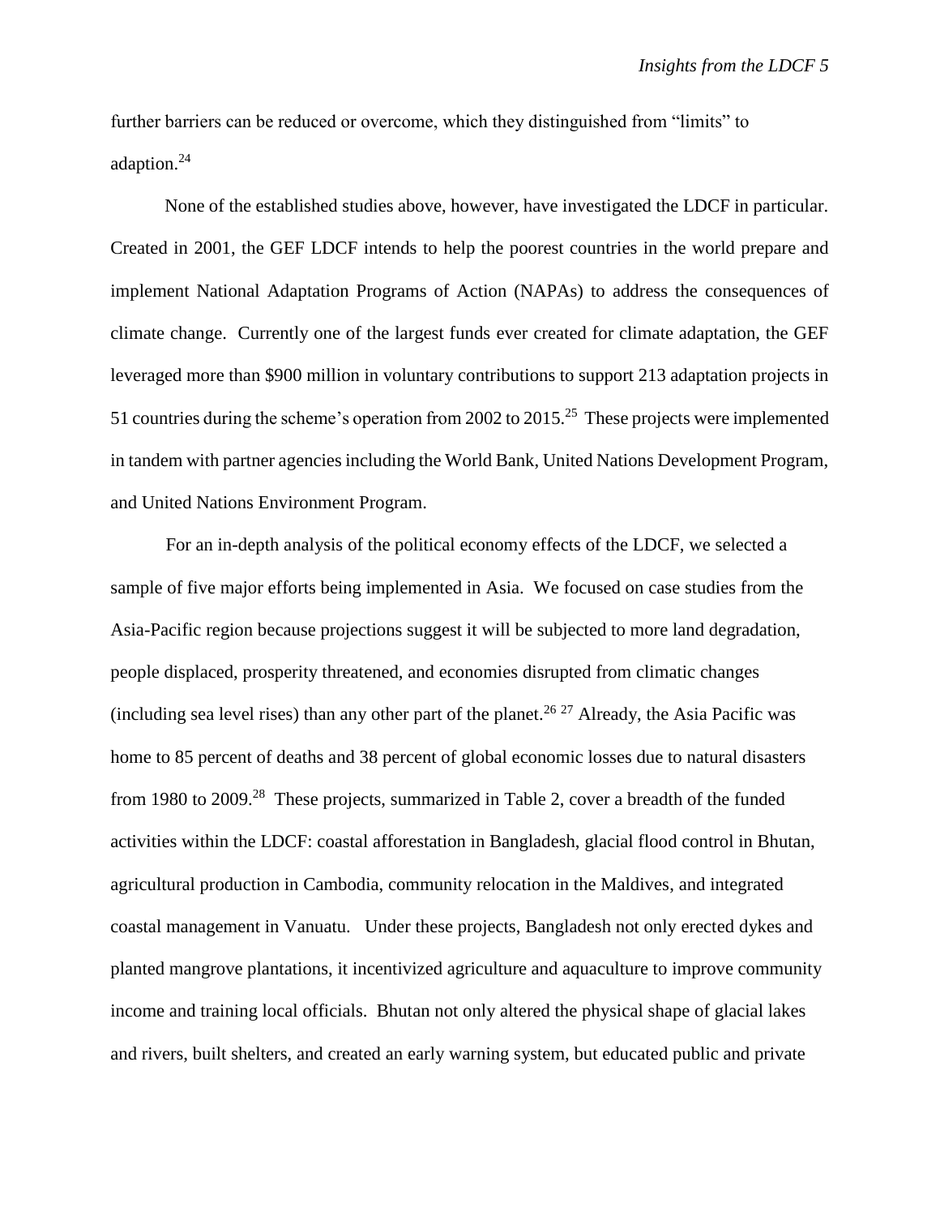further barriers can be reduced or overcome, which they distinguished from "limits" to adaption.[24]

None of the established studies above, however, have investigated the LDCF in particular. Created in 2001, the GEF LDCF intends to help the poorest countries in the world prepare and implement National Adaptation Programs of Action (NAPAs) to address the consequences of climate change. Currently one of the largest funds ever created for climate adaptation, the GEF leveraged more than \$900 million in voluntary contributions to support 213 adaptation projects in 51 countries during the scheme's operation from 2002 to 2015.[25] These projects were implemented in tandem with partner agencies including the World Bank, United Nations Development Program, and United Nations Environment Program.

For an in-depth analysis of the political economy effects of the LDCF, we selected a sample of five major efforts being implemented in Asia. We focused on case studies from the Asia-Pacific region because projections suggest it will be subjected to more land degradation, people displaced, prosperity threatened, and economies disrupted from climatic changes (including sea level rises) than any other part of the planet.[26] [27] Already, the Asia Pacific was home to 85 percent of deaths and 38 percent of global economic losses due to natural disasters from 1980 to 2009.[28] These projects, summarized in Table 2, cover a breadth of the funded activities within the LDCF: coastal afforestation in Bangladesh, glacial flood control in Bhutan, agricultural production in Cambodia, community relocation in the Maldives, and integrated coastal management in Vanuatu. Under these projects, Bangladesh not only erected dykes and planted mangrove plantations, it incentivized agriculture and aquaculture to improve community income and training local officials. Bhutan not only altered the physical shape of glacial lakes and rivers, built shelters, and created an early warning system, but educated public and private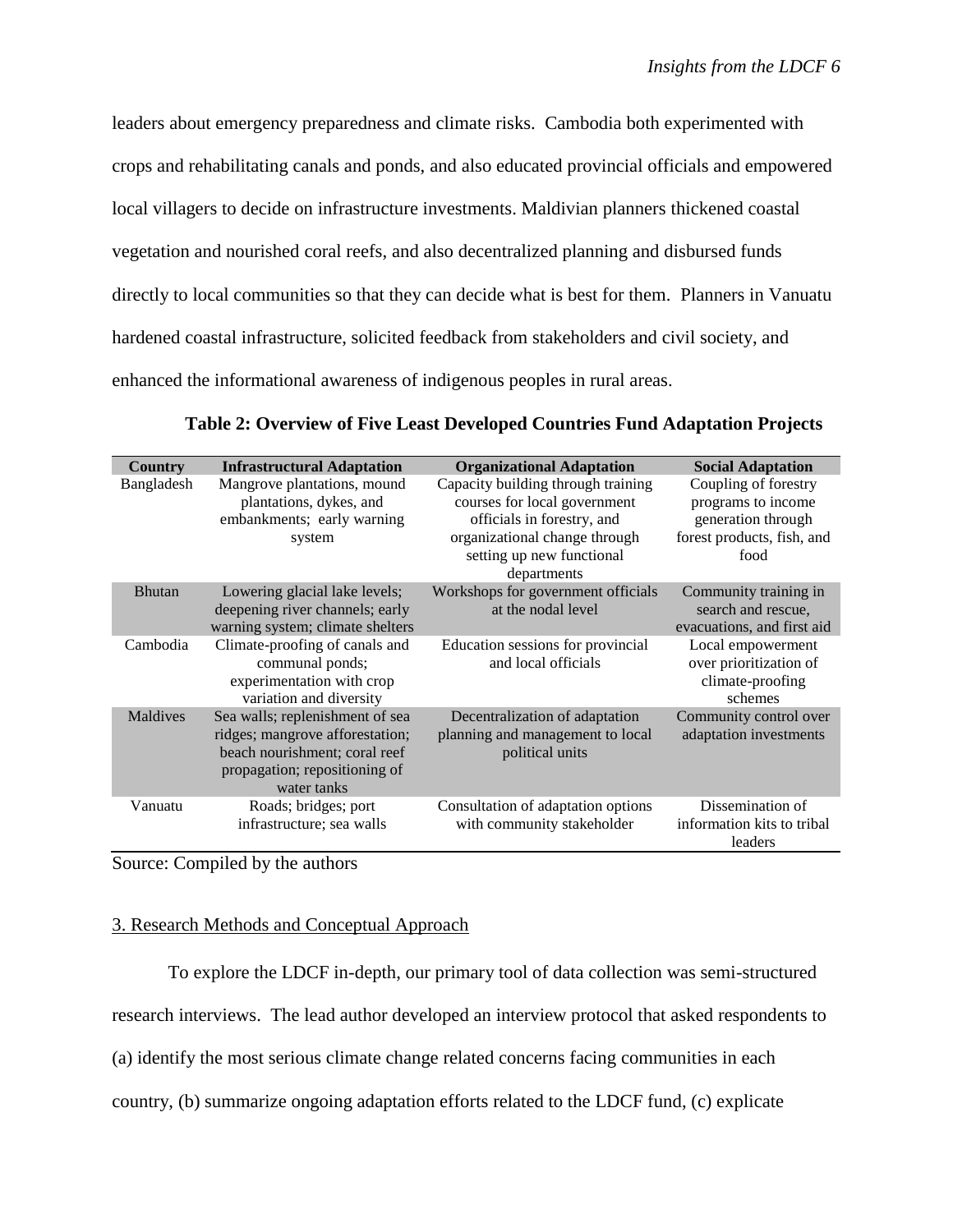leaders about emergency preparedness and climate risks. Cambodia both experimented with crops and rehabilitating canals and ponds, and also educated provincial officials and empowered local villagers to decide on infrastructure investments. Maldivian planners thickened coastal vegetation and nourished coral reefs, and also decentralized planning and disbursed funds directly to local communities so that they can decide what is best for them. Planners in Vanuatu hardened coastal infrastructure, solicited feedback from stakeholders and civil society, and enhanced the informational awareness of indigenous peoples in rural areas.

**Table 2: Overview of Five Least Developed Countries Fund Adaptation Projects**

| Country | Infrastructural Adaptation | Organizational Adaptation | Social Adaptation |
|---|---|---|---|
| Bangladesh | Mangrove plantations, mound plantations, dykes, and embankments; early warning system | Capacity building through training courses for local government officials in forestry, and organizational change through setting up new functional departments | Coupling of forestry programs to income generation through forest products, fish, and food |
| Bhutan | Lowering glacial lake levels; deepening river channels; early warning system; climate shelters | Workshops for government officials at the nodal level | Community training in search and rescue, evacuations, and first aid |
| Cambodia | Climate-proofing of canals and communal ponds; experimentation with crop variation and diversity | Education sessions for provincial and local officials | Local empowerment over prioritization of climate-proofing schemes |
| Maldives | Sea walls; replenishment of sea ridges; mangrove afforestation; beach nourishment; coral reef propagation; repositioning of water tanks | Decentralization of adaptation planning and management to local political units | Community control over adaptation investments |
| Vanuatu | Roads; bridges; port infrastructure; sea walls | Consultation of adaptation options with community stakeholder | Dissemination of information kits to tribal leaders |

Source: Compiled by the authors

## 3. Research Methods and Conceptual Approach

To explore the LDCF in-depth, our primary tool of data collection was semi-structured research interviews. The lead author developed an interview protocol that asked respondents to (a) identify the most serious climate change related concerns facing communities in each country, (b) summarize ongoing adaptation efforts related to the LDCF fund, (c) explicate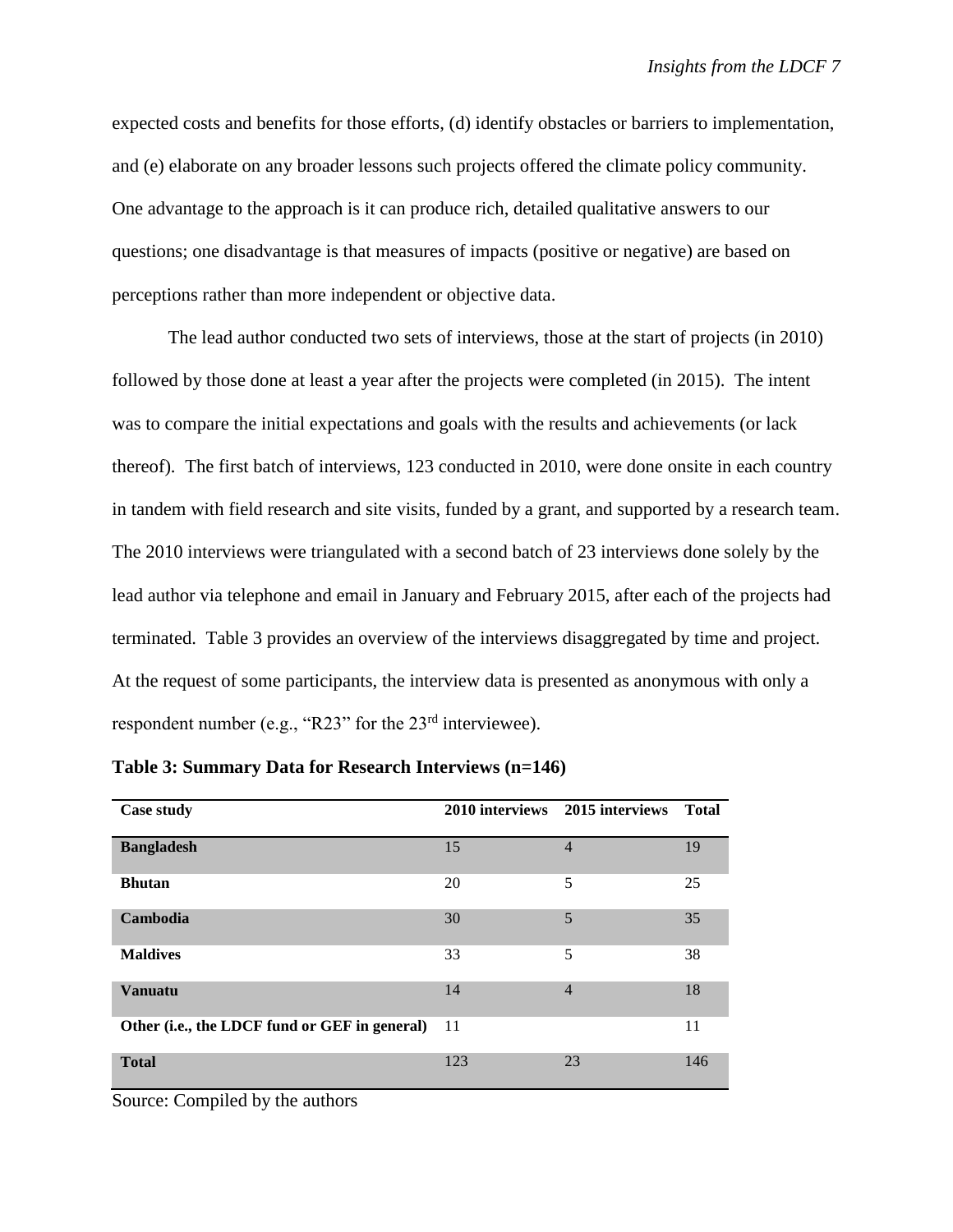expected costs and benefits for those efforts, (d) identify obstacles or barriers to implementation, and (e) elaborate on any broader lessons such projects offered the climate policy community. One advantage to the approach is it can produce rich, detailed qualitative answers to our questions; one disadvantage is that measures of impacts (positive or negative) are based on perceptions rather than more independent or objective data.

The lead author conducted two sets of interviews, those at the start of projects (in 2010) followed by those done at least a year after the projects were completed (in 2015). The intent was to compare the initial expectations and goals with the results and achievements (or lack thereof). The first batch of interviews, 123 conducted in 2010, were done onsite in each country in tandem with field research and site visits, funded by a grant, and supported by a research team. The 2010 interviews were triangulated with a second batch of 23 interviews done solely by the lead author via telephone and email in January and February 2015, after each of the projects had terminated. Table 3 provides an overview of the interviews disaggregated by time and project. At the request of some participants, the interview data is presented as anonymous with only a respondent number (e.g., "R23" for the 23rd interviewee).

**Table 3: Summary Data for Research Interviews (n=146)**

| Case study | 2010 interviews | 2015 interviews | Total |
|---|---|---|---|
| **Bangladesh** | 15 | 4 | 19 |
| **Bhutan** | 20 | 5 | 25 |
| **Cambodia** | 30 | 5 | 35 |
| **Maldives** | 33 | 5 | 38 |
| **Vanuatu** | 14 | 4 | 18 |
| **Other (i.e., the LDCF fund or GEF in general)** | 11 | | 11 |
| **Total** | 123 | 23 | 146 |

Source: Compiled by the authors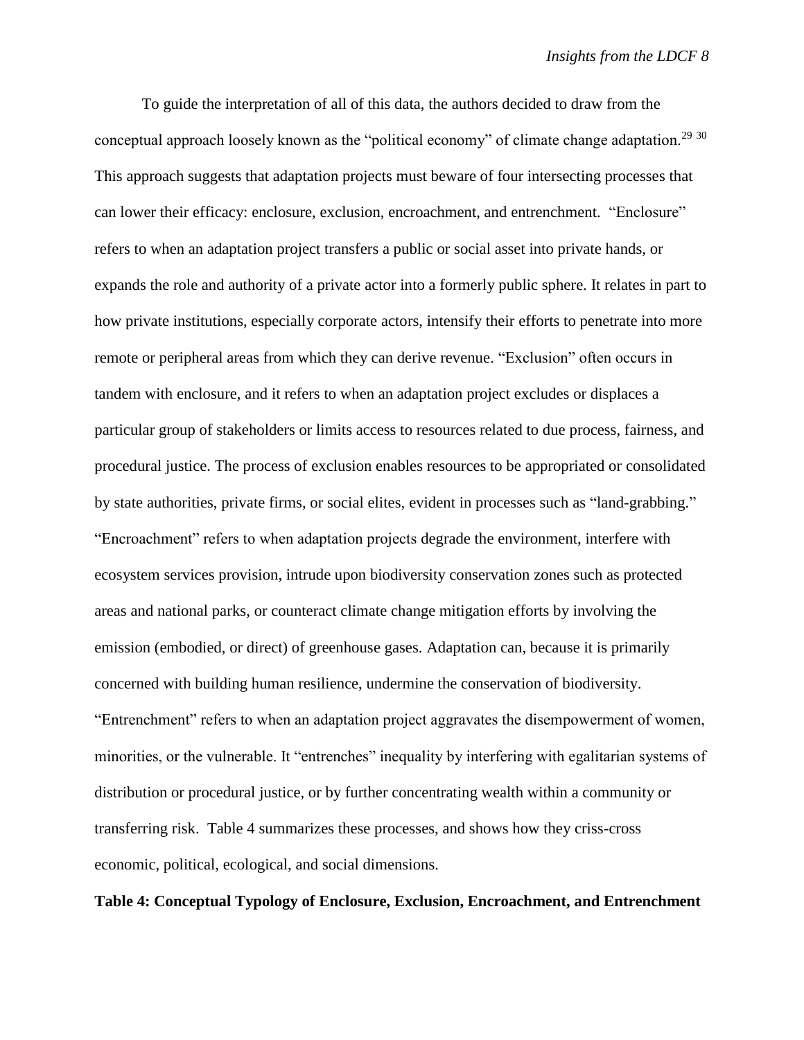To guide the interpretation of all of this data, the authors decided to draw from the conceptual approach loosely known as the "political economy" of climate change adaptation.[29 30] This approach suggests that adaptation projects must beware of four intersecting processes that can lower their efficacy: enclosure, exclusion, encroachment, and entrenchment. "Enclosure" refers to when an adaptation project transfers a public or social asset into private hands, or expands the role and authority of a private actor into a formerly public sphere. It relates in part to how private institutions, especially corporate actors, intensify their efforts to penetrate into more remote or peripheral areas from which they can derive revenue. "Exclusion" often occurs in tandem with enclosure, and it refers to when an adaptation project excludes or displaces a particular group of stakeholders or limits access to resources related to due process, fairness, and procedural justice. The process of exclusion enables resources to be appropriated or consolidated by state authorities, private firms, or social elites, evident in processes such as "land-grabbing." "Encroachment" refers to when adaptation projects degrade the environment, interfere with ecosystem services provision, intrude upon biodiversity conservation zones such as protected areas and national parks, or counteract climate change mitigation efforts by involving the emission (embodied, or direct) of greenhouse gases. Adaptation can, because it is primarily concerned with building human resilience, undermine the conservation of biodiversity. "Entrenchment" refers to when an adaptation project aggravates the disempowerment of women, minorities, or the vulnerable. It "entrenches" inequality by interfering with egalitarian systems of distribution or procedural justice, or by further concentrating wealth within a community or transferring risk. Table 4 summarizes these processes, and shows how they criss-cross economic, political, ecological, and social dimensions.

**Table 4: Conceptual Typology of Enclosure, Exclusion, Encroachment, and Entrenchment**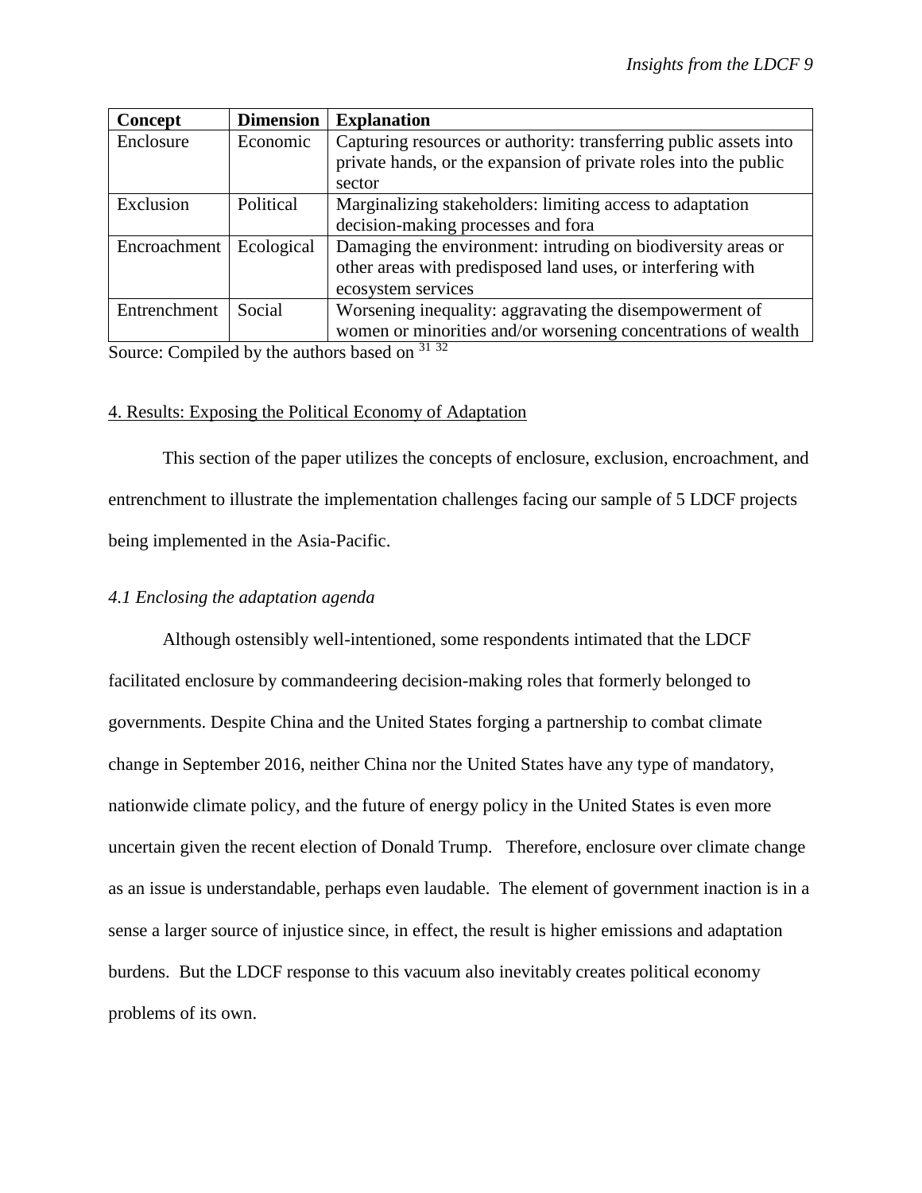| Concept | Dimension | Explanation |
|---|---|---|
| Enclosure | Economic | Capturing resources or authority: transferring public assets into private hands, or the expansion of private roles into the public sector |
| Exclusion | Political | Marginalizing stakeholders: limiting access to adaptation decision-making processes and fora |
| Encroachment | Ecological | Damaging the environment: intruding on biodiversity areas or other areas with predisposed land uses, or interfering with ecosystem services |
| Entrenchment | Social | Worsening inequality: aggravating the disempowerment of women or minorities and/or worsening concentrations of wealth |

Source: Compiled by the authors based on [31] [32]

## 4. Results: Exposing the Political Economy of Adaptation

This section of the paper utilizes the concepts of enclosure, exclusion, encroachment, and entrenchment to illustrate the implementation challenges facing our sample of 5 LDCF projects being implemented in the Asia-Pacific.

### *4.1 Enclosing the adaptation agenda*

Although ostensibly well-intentioned, some respondents intimated that the LDCF facilitated enclosure by commandeering decision-making roles that formerly belonged to governments. Despite China and the United States forging a partnership to combat climate change in September 2016, neither China nor the United States have any type of mandatory, nationwide climate policy, and the future of energy policy in the United States is even more uncertain given the recent election of Donald Trump. Therefore, enclosure over climate change as an issue is understandable, perhaps even laudable. The element of government inaction is in a sense a larger source of injustice since, in effect, the result is higher emissions and adaptation burdens. But the LDCF response to this vacuum also inevitably creates political economy problems of its own.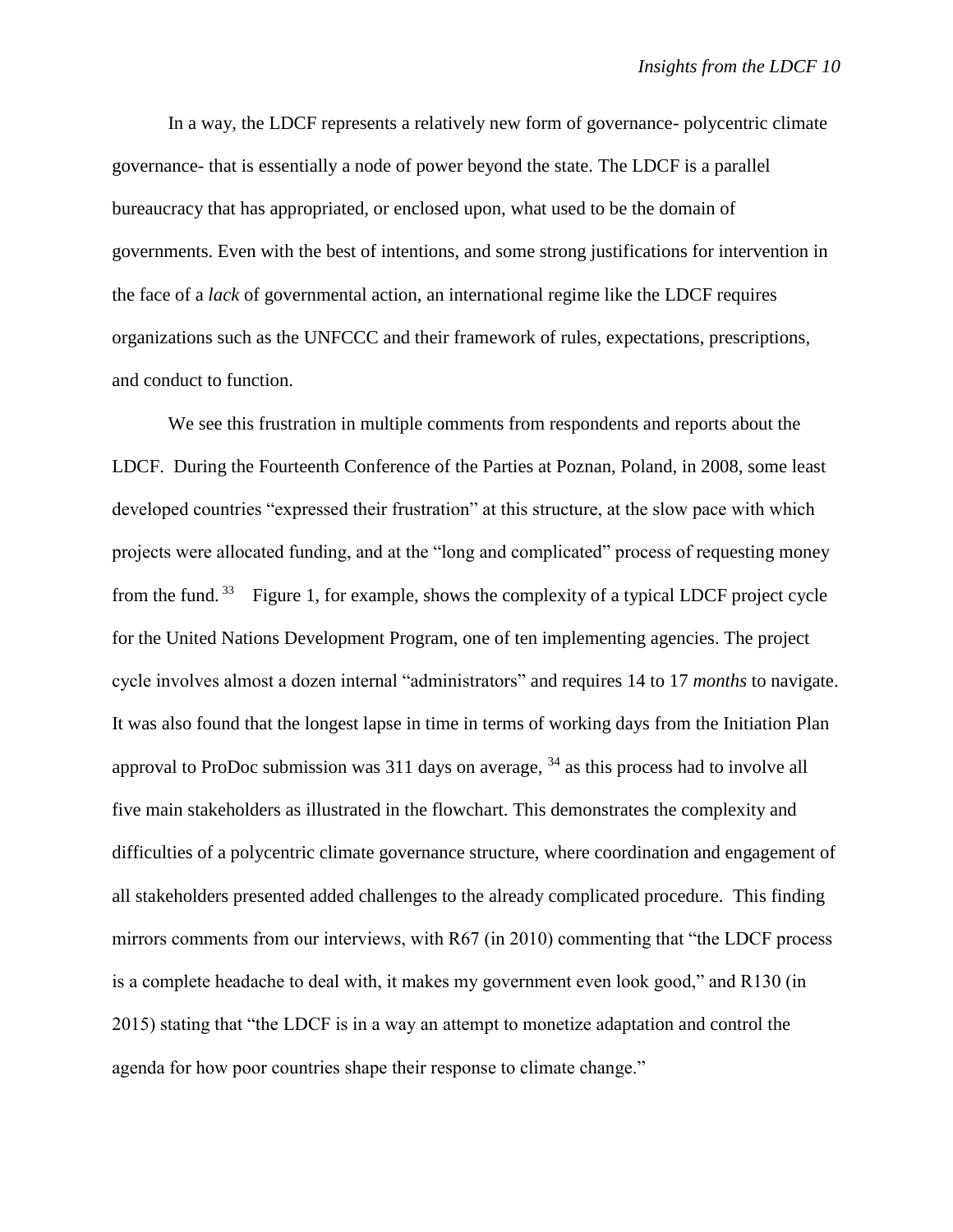In a way, the LDCF represents a relatively new form of governance- polycentric climate governance- that is essentially a node of power beyond the state. The LDCF is a parallel bureaucracy that has appropriated, or enclosed upon, what used to be the domain of governments. Even with the best of intentions, and some strong justifications for intervention in the face of a *lack* of governmental action, an international regime like the LDCF requires organizations such as the UNFCCC and their framework of rules, expectations, prescriptions, and conduct to function.

We see this frustration in multiple comments from respondents and reports about the LDCF. During the Fourteenth Conference of the Parties at Poznan, Poland, in 2008, some least developed countries "expressed their frustration" at this structure, at the slow pace with which projects were allocated funding, and at the "long and complicated" process of requesting money from the fund.[33] Figure 1, for example, shows the complexity of a typical LDCF project cycle for the United Nations Development Program, one of ten implementing agencies. The project cycle involves almost a dozen internal "administrators" and requires 14 to 17 *months* to navigate. It was also found that the longest lapse in time in terms of working days from the Initiation Plan approval to ProDoc submission was 311 days on average,[34] as this process had to involve all five main stakeholders as illustrated in the flowchart. This demonstrates the complexity and difficulties of a polycentric climate governance structure, where coordination and engagement of all stakeholders presented added challenges to the already complicated procedure. This finding mirrors comments from our interviews, with R67 (in 2010) commenting that "the LDCF process is a complete headache to deal with, it makes my government even look good," and R130 (in 2015) stating that "the LDCF is in a way an attempt to monetize adaptation and control the agenda for how poor countries shape their response to climate change."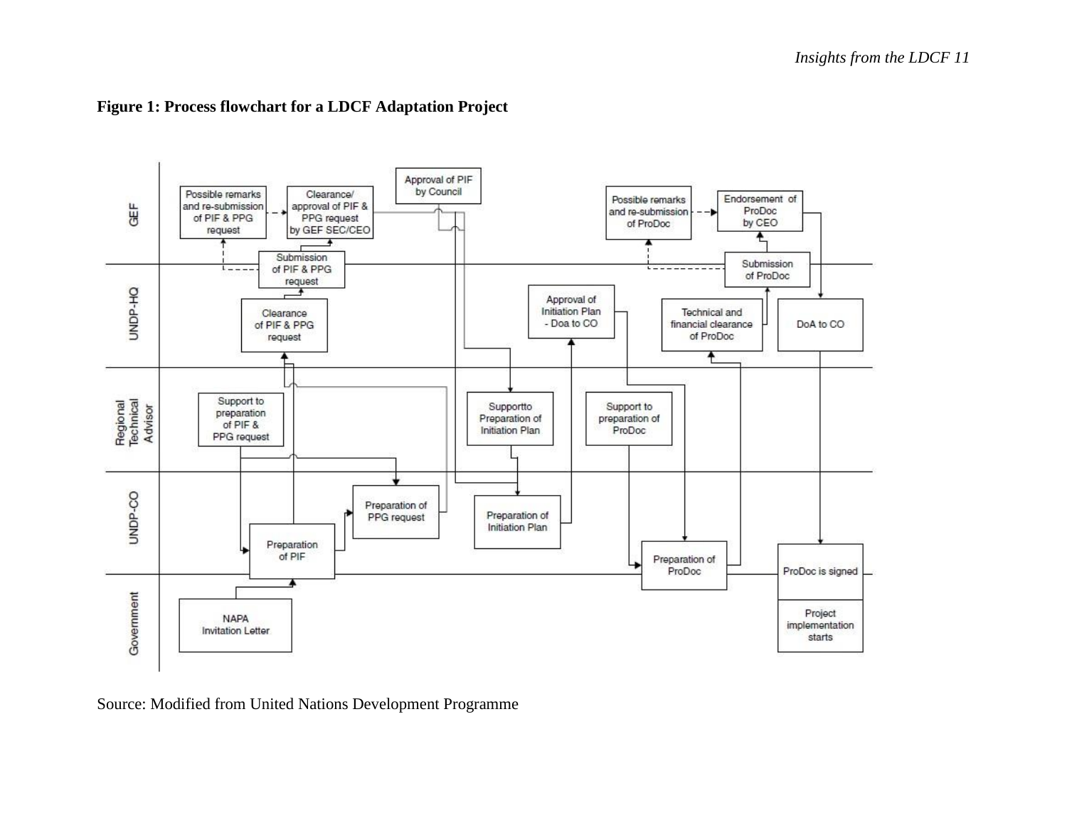**Figure 1: Process flowchart for a LDCF Adaptation Project**

Source: Modified from United Nations Development Programme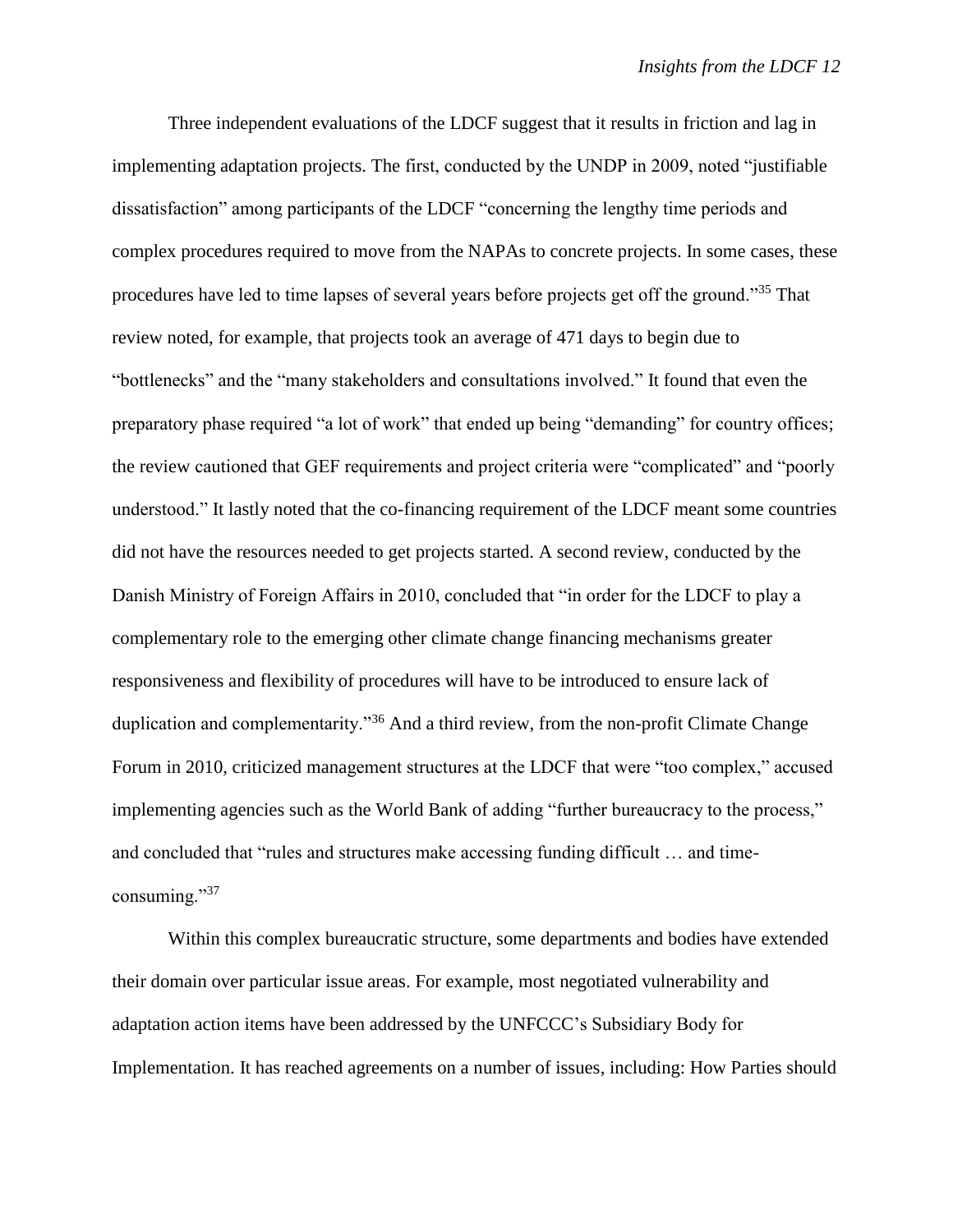Three independent evaluations of the LDCF suggest that it results in friction and lag in implementing adaptation projects. The first, conducted by the UNDP in 2009, noted "justifiable dissatisfaction" among participants of the LDCF "concerning the lengthy time periods and complex procedures required to move from the NAPAs to concrete projects. In some cases, these procedures have led to time lapses of several years before projects get off the ground."[35] That review noted, for example, that projects took an average of 471 days to begin due to "bottlenecks" and the "many stakeholders and consultations involved." It found that even the preparatory phase required "a lot of work" that ended up being "demanding" for country offices; the review cautioned that GEF requirements and project criteria were "complicated" and "poorly understood." It lastly noted that the co-financing requirement of the LDCF meant some countries did not have the resources needed to get projects started. A second review, conducted by the Danish Ministry of Foreign Affairs in 2010, concluded that "in order for the LDCF to play a complementary role to the emerging other climate change financing mechanisms greater responsiveness and flexibility of procedures will have to be introduced to ensure lack of duplication and complementarity."[36] And a third review, from the non-profit Climate Change Forum in 2010, criticized management structures at the LDCF that were "too complex," accused implementing agencies such as the World Bank of adding "further bureaucracy to the process," and concluded that "rules and structures make accessing funding difficult … and time-consuming."[37]

Within this complex bureaucratic structure, some departments and bodies have extended their domain over particular issue areas. For example, most negotiated vulnerability and adaptation action items have been addressed by the UNFCCC's Subsidiary Body for Implementation. It has reached agreements on a number of issues, including: How Parties should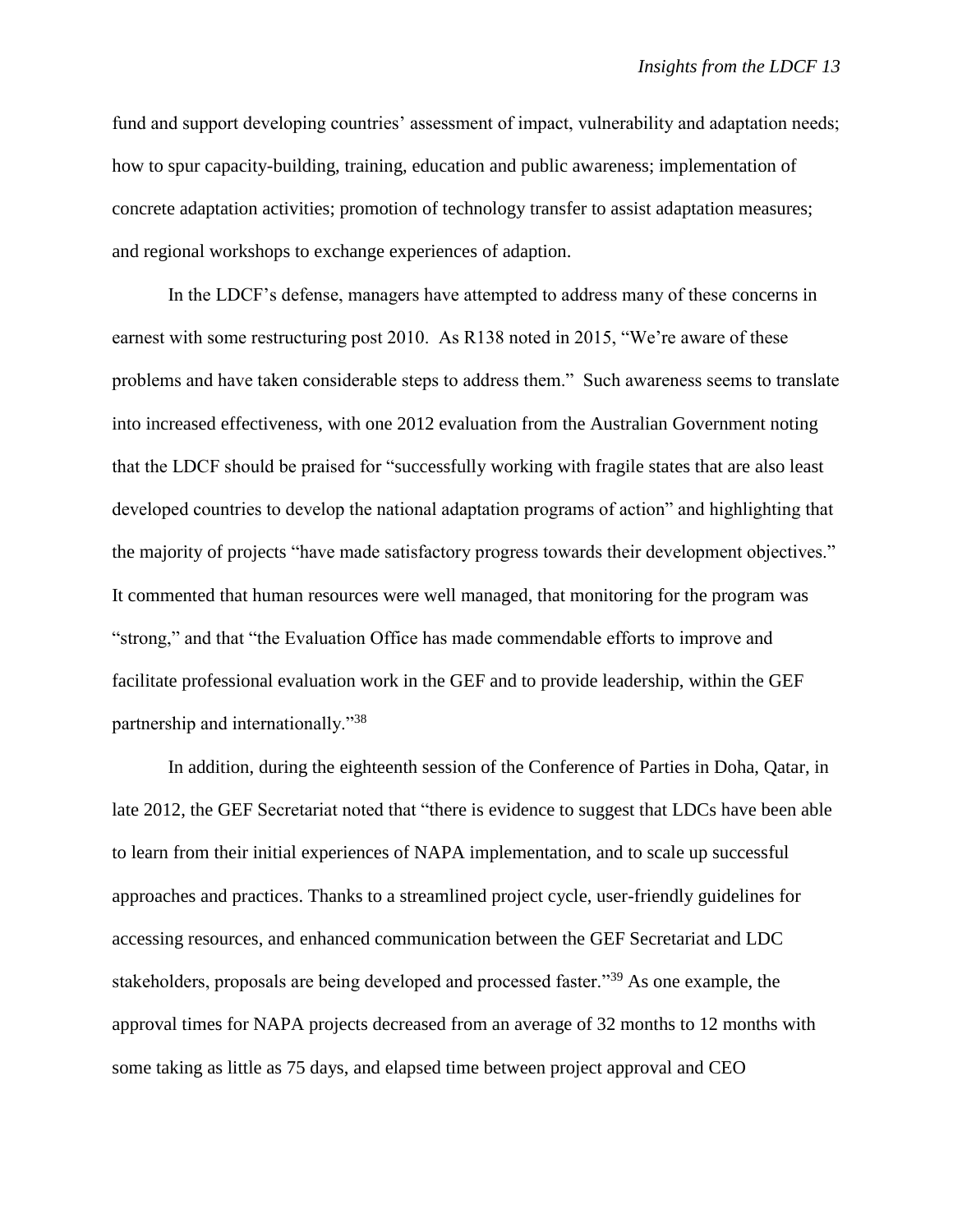fund and support developing countries' assessment of impact, vulnerability and adaptation needs; how to spur capacity-building, training, education and public awareness; implementation of concrete adaptation activities; promotion of technology transfer to assist adaptation measures; and regional workshops to exchange experiences of adaption.

In the LDCF's defense, managers have attempted to address many of these concerns in earnest with some restructuring post 2010. As R138 noted in 2015, "We're aware of these problems and have taken considerable steps to address them." Such awareness seems to translate into increased effectiveness, with one 2012 evaluation from the Australian Government noting that the LDCF should be praised for "successfully working with fragile states that are also least developed countries to develop the national adaptation programs of action" and highlighting that the majority of projects "have made satisfactory progress towards their development objectives." It commented that human resources were well managed, that monitoring for the program was "strong," and that "the Evaluation Office has made commendable efforts to improve and facilitate professional evaluation work in the GEF and to provide leadership, within the GEF partnership and internationally."[38]

In addition, during the eighteenth session of the Conference of Parties in Doha, Qatar, in late 2012, the GEF Secretariat noted that "there is evidence to suggest that LDCs have been able to learn from their initial experiences of NAPA implementation, and to scale up successful approaches and practices. Thanks to a streamlined project cycle, user-friendly guidelines for accessing resources, and enhanced communication between the GEF Secretariat and LDC stakeholders, proposals are being developed and processed faster."[39] As one example, the approval times for NAPA projects decreased from an average of 32 months to 12 months with some taking as little as 75 days, and elapsed time between project approval and CEO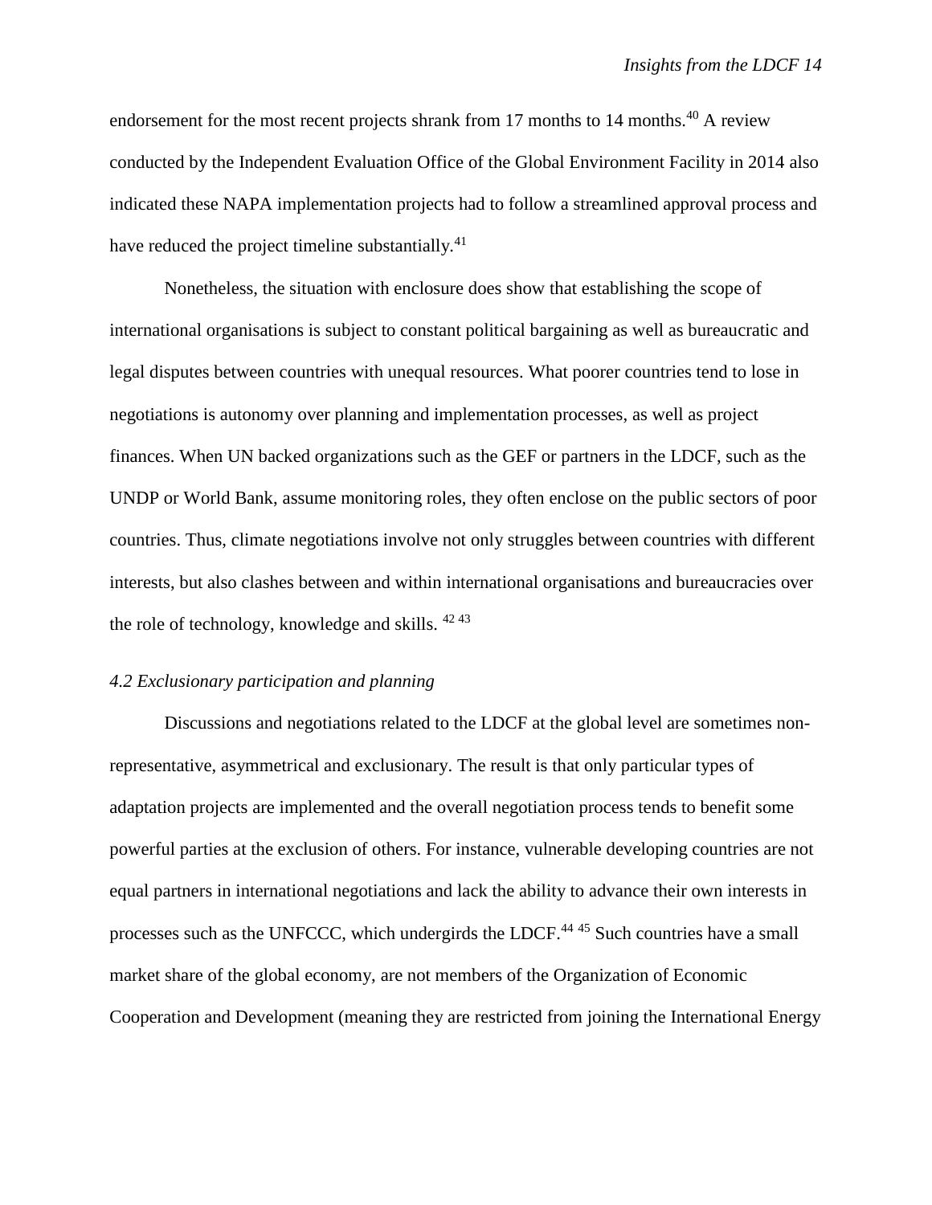endorsement for the most recent projects shrank from 17 months to 14 months.[40] A review conducted by the Independent Evaluation Office of the Global Environment Facility in 2014 also indicated these NAPA implementation projects had to follow a streamlined approval process and have reduced the project timeline substantially.[41]

Nonetheless, the situation with enclosure does show that establishing the scope of international organisations is subject to constant political bargaining as well as bureaucratic and legal disputes between countries with unequal resources. What poorer countries tend to lose in negotiations is autonomy over planning and implementation processes, as well as project finances. When UN backed organizations such as the GEF or partners in the LDCF, such as the UNDP or World Bank, assume monitoring roles, they often enclose on the public sectors of poor countries. Thus, climate negotiations involve not only struggles between countries with different interests, but also clashes between and within international organisations and bureaucracies over the role of technology, knowledge and skills. [42 43]

*4.2 Exclusionary participation and planning*

Discussions and negotiations related to the LDCF at the global level are sometimes non-representative, asymmetrical and exclusionary. The result is that only particular types of adaptation projects are implemented and the overall negotiation process tends to benefit some powerful parties at the exclusion of others. For instance, vulnerable developing countries are not equal partners in international negotiations and lack the ability to advance their own interests in processes such as the UNFCCC, which undergirds the LDCF.[44 45] Such countries have a small market share of the global economy, are not members of the Organization of Economic Cooperation and Development (meaning they are restricted from joining the International Energy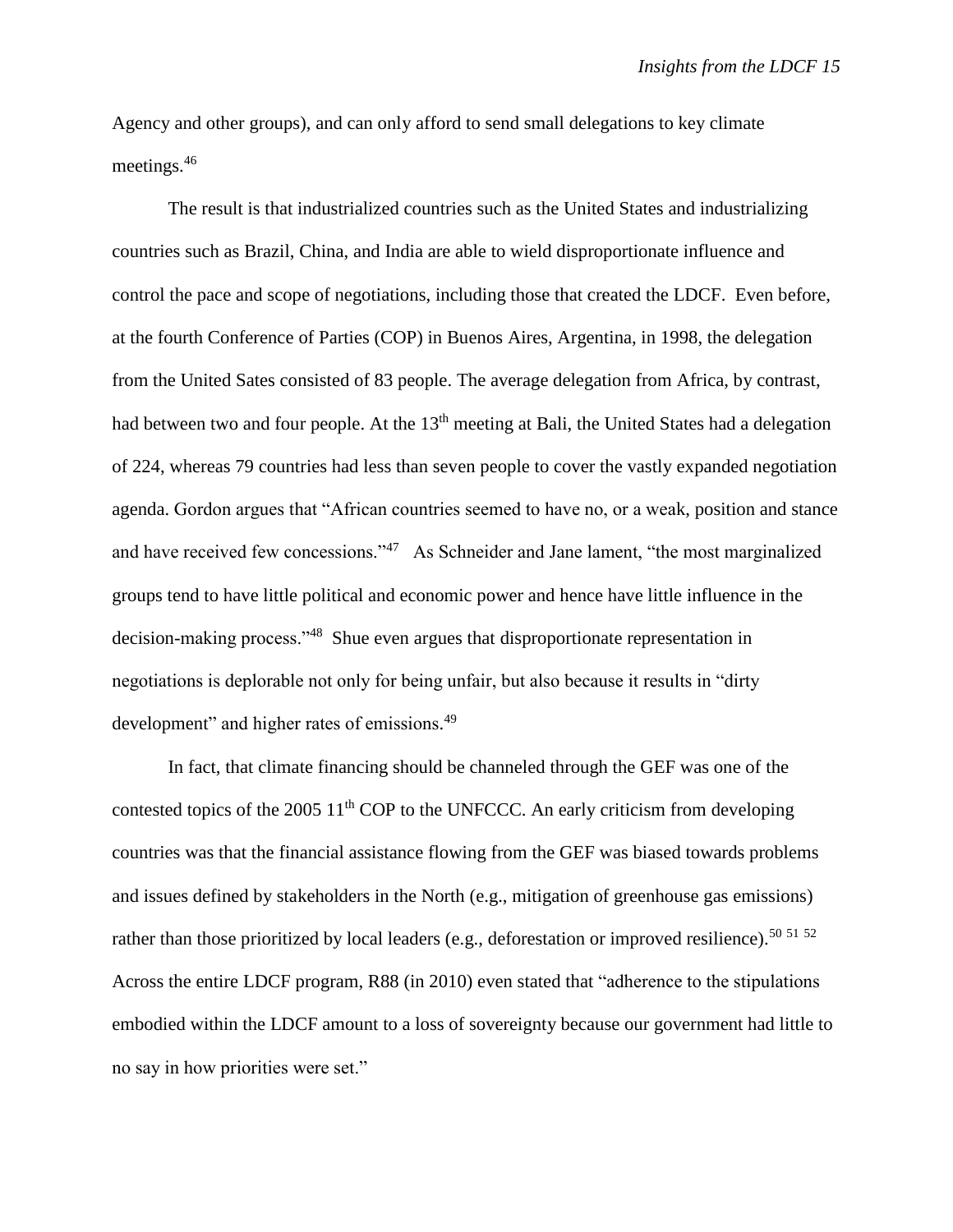Agency and other groups), and can only afford to send small delegations to key climate meetings.[46]

The result is that industrialized countries such as the United States and industrializing countries such as Brazil, China, and India are able to wield disproportionate influence and control the pace and scope of negotiations, including those that created the LDCF. Even before, at the fourth Conference of Parties (COP) in Buenos Aires, Argentina, in 1998, the delegation from the United Sates consisted of 83 people. The average delegation from Africa, by contrast, had between two and four people. At the 13th meeting at Bali, the United States had a delegation of 224, whereas 79 countries had less than seven people to cover the vastly expanded negotiation agenda. Gordon argues that "African countries seemed to have no, or a weak, position and stance and have received few concessions."[47] As Schneider and Jane lament, "the most marginalized groups tend to have little political and economic power and hence have little influence in the decision-making process."[48] Shue even argues that disproportionate representation in negotiations is deplorable not only for being unfair, but also because it results in "dirty development" and higher rates of emissions.[49]

In fact, that climate financing should be channeled through the GEF was one of the contested topics of the 2005 11th COP to the UNFCCC. An early criticism from developing countries was that the financial assistance flowing from the GEF was biased towards problems and issues defined by stakeholders in the North (e.g., mitigation of greenhouse gas emissions) rather than those prioritized by local leaders (e.g., deforestation or improved resilience).[50] [51] [52] Across the entire LDCF program, R88 (in 2010) even stated that "adherence to the stipulations embodied within the LDCF amount to a loss of sovereignty because our government had little to no say in how priorities were set."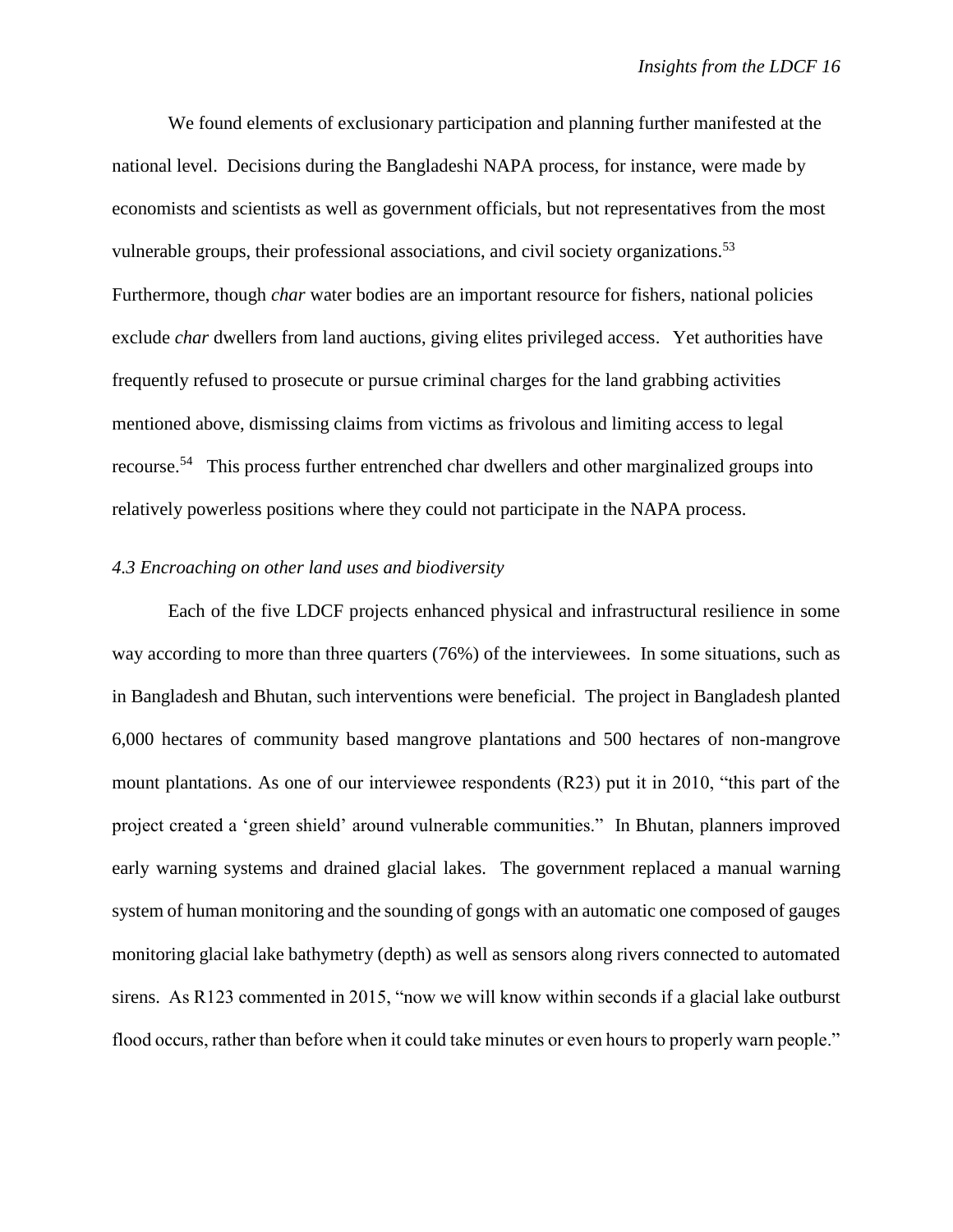We found elements of exclusionary participation and planning further manifested at the national level. Decisions during the Bangladeshi NAPA process, for instance, were made by economists and scientists as well as government officials, but not representatives from the most vulnerable groups, their professional associations, and civil society organizations.[53] Furthermore, though *char* water bodies are an important resource for fishers, national policies exclude *char* dwellers from land auctions, giving elites privileged access. Yet authorities have frequently refused to prosecute or pursue criminal charges for the land grabbing activities mentioned above, dismissing claims from victims as frivolous and limiting access to legal recourse.[54] This process further entrenched char dwellers and other marginalized groups into relatively powerless positions where they could not participate in the NAPA process.

### *4.3 Encroaching on other land uses and biodiversity*

Each of the five LDCF projects enhanced physical and infrastructural resilience in some way according to more than three quarters (76%) of the interviewees. In some situations, such as in Bangladesh and Bhutan, such interventions were beneficial. The project in Bangladesh planted 6,000 hectares of community based mangrove plantations and 500 hectares of non-mangrove mount plantations. As one of our interviewee respondents (R23) put it in 2010, "this part of the project created a 'green shield' around vulnerable communities." In Bhutan, planners improved early warning systems and drained glacial lakes. The government replaced a manual warning system of human monitoring and the sounding of gongs with an automatic one composed of gauges monitoring glacial lake bathymetry (depth) as well as sensors along rivers connected to automated sirens. As R123 commented in 2015, "now we will know within seconds if a glacial lake outburst flood occurs, rather than before when it could take minutes or even hours to properly warn people."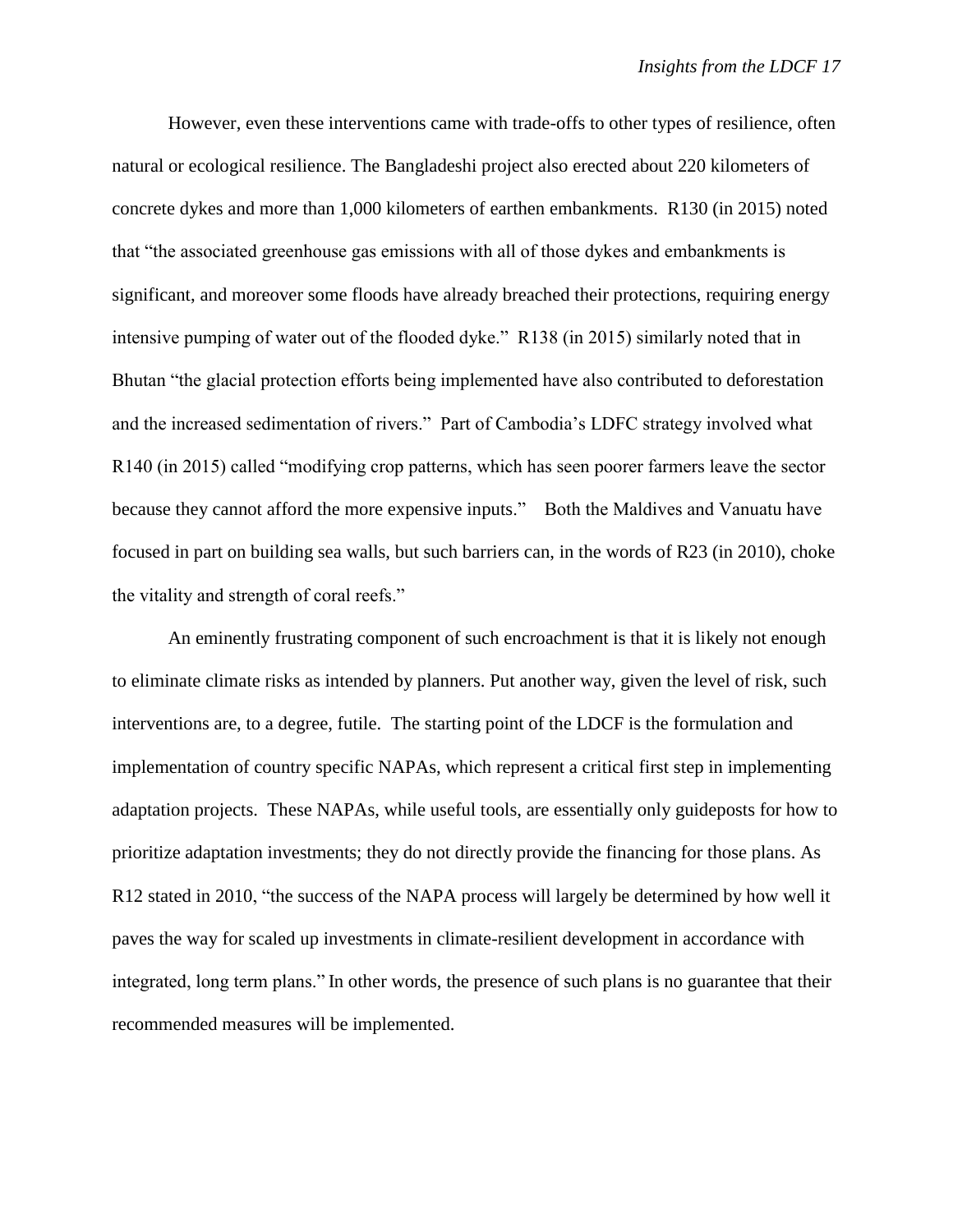However, even these interventions came with trade-offs to other types of resilience, often natural or ecological resilience. The Bangladeshi project also erected about 220 kilometers of concrete dykes and more than 1,000 kilometers of earthen embankments. R130 (in 2015) noted that "the associated greenhouse gas emissions with all of those dykes and embankments is significant, and moreover some floods have already breached their protections, requiring energy intensive pumping of water out of the flooded dyke." R138 (in 2015) similarly noted that in Bhutan "the glacial protection efforts being implemented have also contributed to deforestation and the increased sedimentation of rivers." Part of Cambodia's LDFC strategy involved what R140 (in 2015) called "modifying crop patterns, which has seen poorer farmers leave the sector because they cannot afford the more expensive inputs." Both the Maldives and Vanuatu have focused in part on building sea walls, but such barriers can, in the words of R23 (in 2010), choke the vitality and strength of coral reefs."

An eminently frustrating component of such encroachment is that it is likely not enough to eliminate climate risks as intended by planners. Put another way, given the level of risk, such interventions are, to a degree, futile. The starting point of the LDCF is the formulation and implementation of country specific NAPAs, which represent a critical first step in implementing adaptation projects. These NAPAs, while useful tools, are essentially only guideposts for how to prioritize adaptation investments; they do not directly provide the financing for those plans. As R12 stated in 2010, "the success of the NAPA process will largely be determined by how well it paves the way for scaled up investments in climate-resilient development in accordance with integrated, long term plans." In other words, the presence of such plans is no guarantee that their recommended measures will be implemented.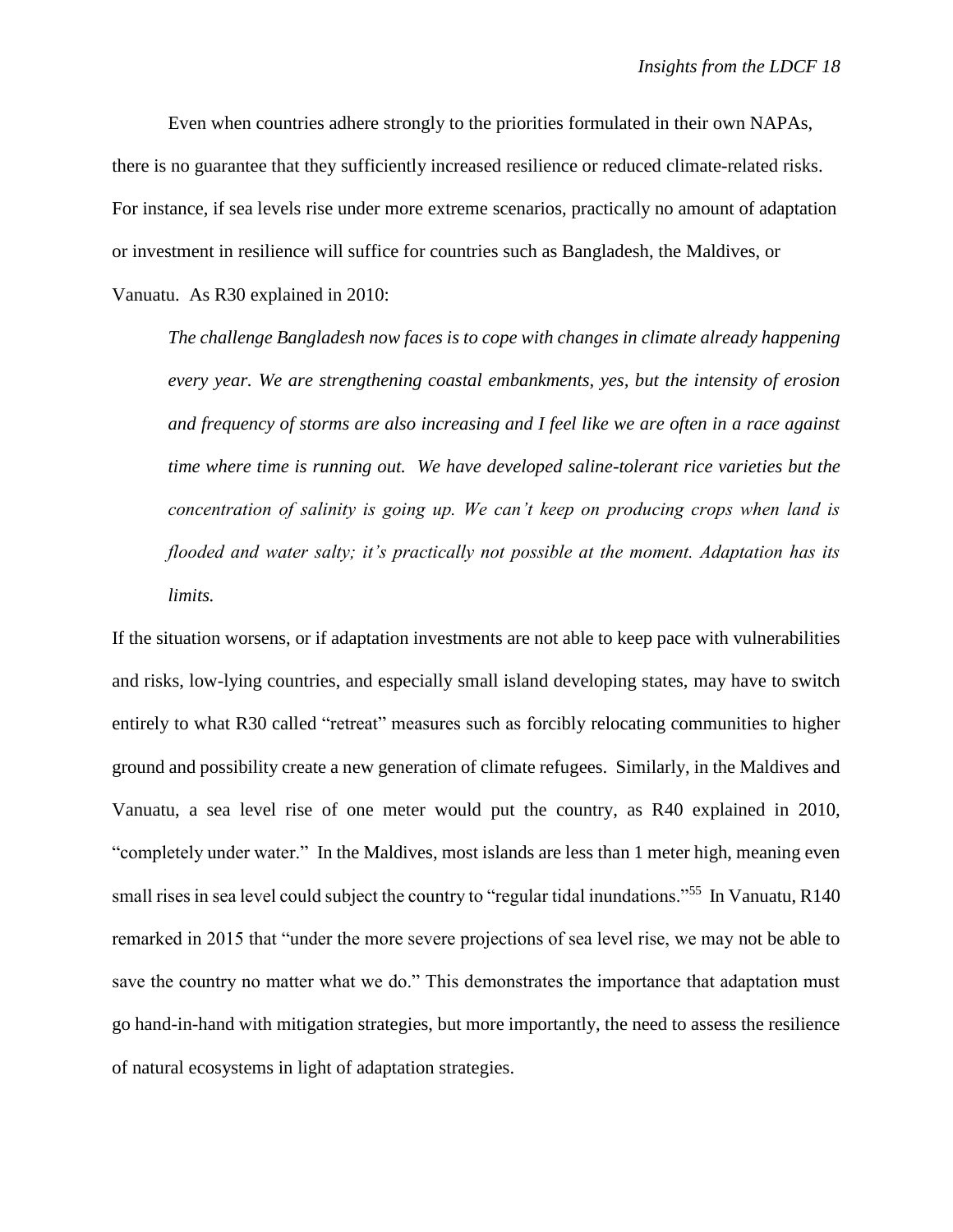Even when countries adhere strongly to the priorities formulated in their own NAPAs, there is no guarantee that they sufficiently increased resilience or reduced climate-related risks. For instance, if sea levels rise under more extreme scenarios, practically no amount of adaptation or investment in resilience will suffice for countries such as Bangladesh, the Maldives, or Vanuatu. As R30 explained in 2010:

> *The challenge Bangladesh now faces is to cope with changes in climate already happening every year. We are strengthening coastal embankments, yes, but the intensity of erosion and frequency of storms are also increasing and I feel like we are often in a race against time where time is running out. We have developed saline-tolerant rice varieties but the concentration of salinity is going up. We can't keep on producing crops when land is flooded and water salty; it's practically not possible at the moment. Adaptation has its limits.*

If the situation worsens, or if adaptation investments are not able to keep pace with vulnerabilities and risks, low-lying countries, and especially small island developing states, may have to switch entirely to what R30 called "retreat" measures such as forcibly relocating communities to higher ground and possibility create a new generation of climate refugees. Similarly, in the Maldives and Vanuatu, a sea level rise of one meter would put the country, as R40 explained in 2010, "completely under water." In the Maldives, most islands are less than 1 meter high, meaning even small rises in sea level could subject the country to "regular tidal inundations."[55] In Vanuatu, R140 remarked in 2015 that "under the more severe projections of sea level rise, we may not be able to save the country no matter what we do." This demonstrates the importance that adaptation must go hand-in-hand with mitigation strategies, but more importantly, the need to assess the resilience of natural ecosystems in light of adaptation strategies.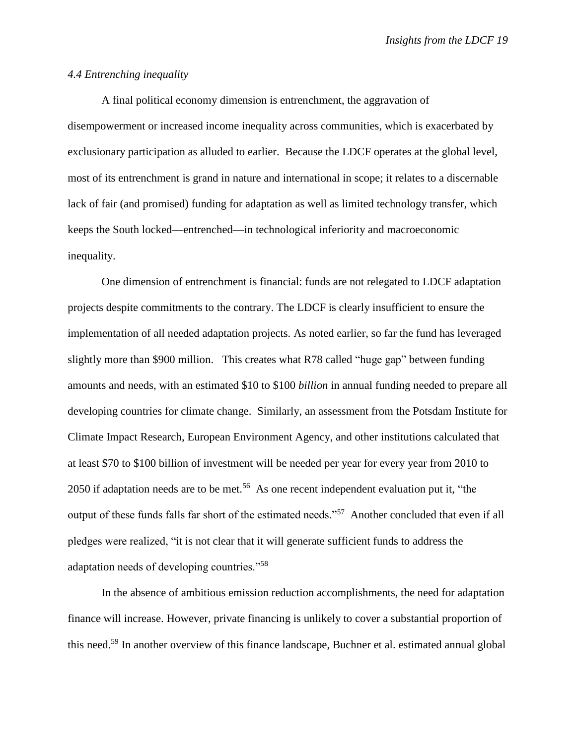### *4.4 Entrenching inequality*

A final political economy dimension is entrenchment, the aggravation of disempowerment or increased income inequality across communities, which is exacerbated by exclusionary participation as alluded to earlier. Because the LDCF operates at the global level, most of its entrenchment is grand in nature and international in scope; it relates to a discernable lack of fair (and promised) funding for adaptation as well as limited technology transfer, which keeps the South locked—entrenched—in technological inferiority and macroeconomic inequality.

One dimension of entrenchment is financial: funds are not relegated to LDCF adaptation projects despite commitments to the contrary. The LDCF is clearly insufficient to ensure the implementation of all needed adaptation projects. As noted earlier, so far the fund has leveraged slightly more than \$900 million. This creates what R78 called "huge gap" between funding amounts and needs, with an estimated \$10 to \$100 *billion* in annual funding needed to prepare all developing countries for climate change. Similarly, an assessment from the Potsdam Institute for Climate Impact Research, European Environment Agency, and other institutions calculated that at least \$70 to \$100 billion of investment will be needed per year for every year from 2010 to 2050 if adaptation needs are to be met.[56] As one recent independent evaluation put it, "the output of these funds falls far short of the estimated needs."[57] Another concluded that even if all pledges were realized, "it is not clear that it will generate sufficient funds to address the adaptation needs of developing countries."[58]

In the absence of ambitious emission reduction accomplishments, the need for adaptation finance will increase. However, private financing is unlikely to cover a substantial proportion of this need.[59] In another overview of this finance landscape, Buchner et al. estimated annual global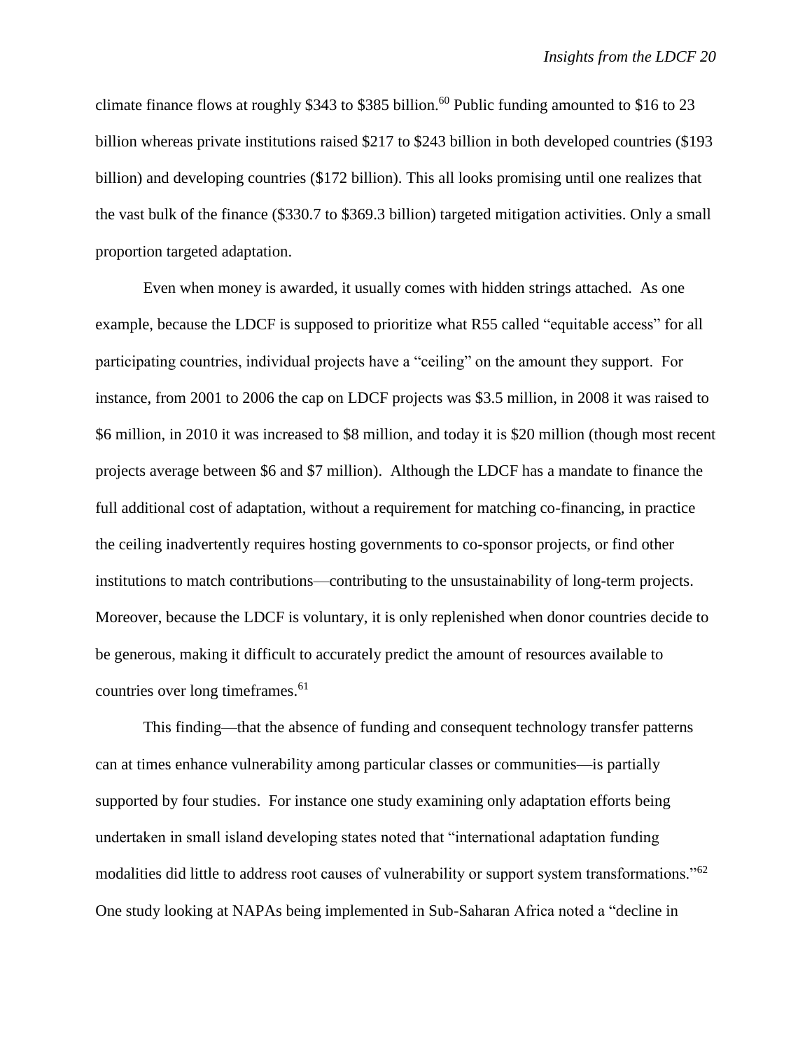climate finance flows at roughly \$343 to \$385 billion.[60] Public funding amounted to \$16 to 23 billion whereas private institutions raised \$217 to \$243 billion in both developed countries (\$193 billion) and developing countries (\$172 billion). This all looks promising until one realizes that the vast bulk of the finance (\$330.7 to \$369.3 billion) targeted mitigation activities. Only a small proportion targeted adaptation.

Even when money is awarded, it usually comes with hidden strings attached. As one example, because the LDCF is supposed to prioritize what R55 called "equitable access" for all participating countries, individual projects have a "ceiling" on the amount they support. For instance, from 2001 to 2006 the cap on LDCF projects was \$3.5 million, in 2008 it was raised to \$6 million, in 2010 it was increased to \$8 million, and today it is \$20 million (though most recent projects average between \$6 and \$7 million). Although the LDCF has a mandate to finance the full additional cost of adaptation, without a requirement for matching co-financing, in practice the ceiling inadvertently requires hosting governments to co-sponsor projects, or find other institutions to match contributions—contributing to the unsustainability of long-term projects. Moreover, because the LDCF is voluntary, it is only replenished when donor countries decide to be generous, making it difficult to accurately predict the amount of resources available to countries over long timeframes.[61]

This finding—that the absence of funding and consequent technology transfer patterns can at times enhance vulnerability among particular classes or communities—is partially supported by four studies. For instance one study examining only adaptation efforts being undertaken in small island developing states noted that "international adaptation funding modalities did little to address root causes of vulnerability or support system transformations."[62] One study looking at NAPAs being implemented in Sub-Saharan Africa noted a "decline in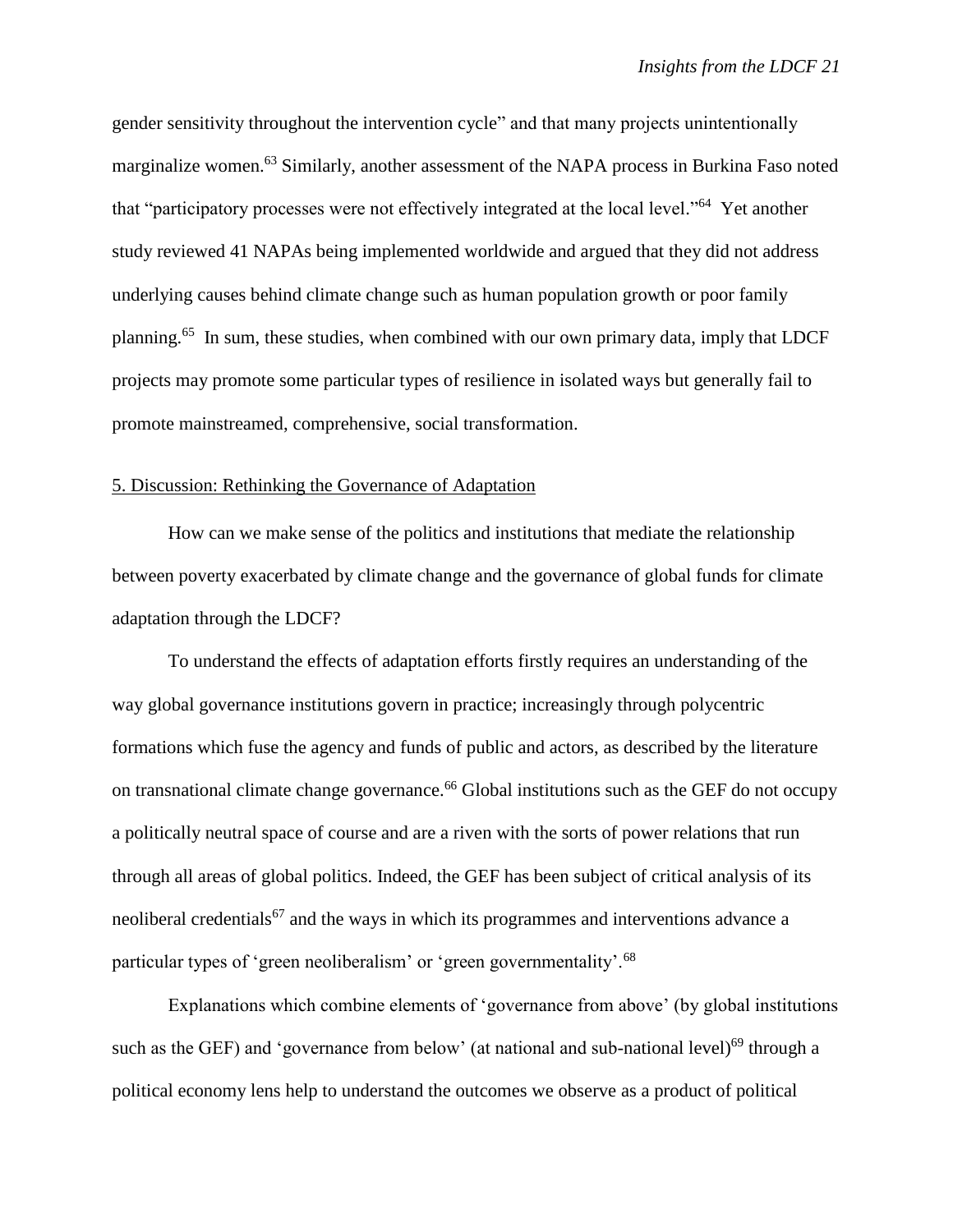gender sensitivity throughout the intervention cycle" and that many projects unintentionally marginalize women.[63] Similarly, another assessment of the NAPA process in Burkina Faso noted that "participatory processes were not effectively integrated at the local level."[64] Yet another study reviewed 41 NAPAs being implemented worldwide and argued that they did not address underlying causes behind climate change such as human population growth or poor family planning.[65] In sum, these studies, when combined with our own primary data, imply that LDCF projects may promote some particular types of resilience in isolated ways but generally fail to promote mainstreamed, comprehensive, social transformation.

## 5. Discussion: Rethinking the Governance of Adaptation

How can we make sense of the politics and institutions that mediate the relationship between poverty exacerbated by climate change and the governance of global funds for climate adaptation through the LDCF?

To understand the effects of adaptation efforts firstly requires an understanding of the way global governance institutions govern in practice; increasingly through polycentric formations which fuse the agency and funds of public and actors, as described by the literature on transnational climate change governance.[66] Global institutions such as the GEF do not occupy a politically neutral space of course and are a riven with the sorts of power relations that run through all areas of global politics. Indeed, the GEF has been subject of critical analysis of its neoliberal credentials[67] and the ways in which its programmes and interventions advance a particular types of 'green neoliberalism' or 'green governmentality'.[68]

Explanations which combine elements of 'governance from above' (by global institutions such as the GEF) and 'governance from below' (at national and sub-national level)[69] through a political economy lens help to understand the outcomes we observe as a product of political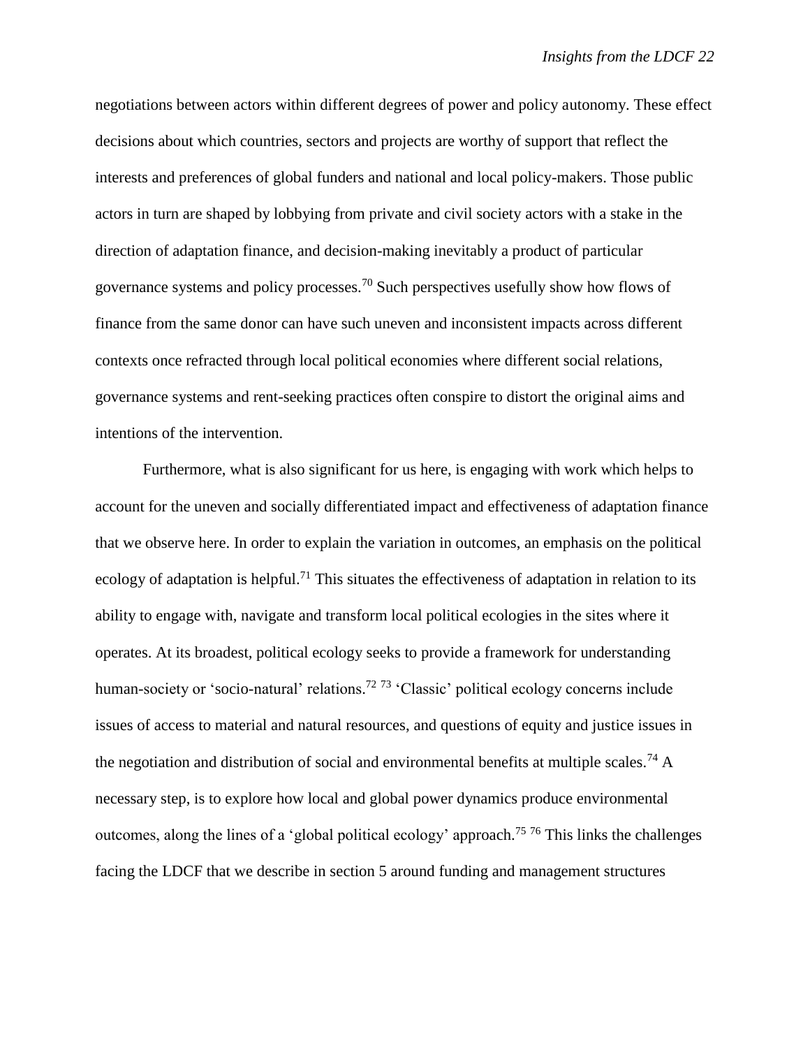negotiations between actors within different degrees of power and policy autonomy. These effect decisions about which countries, sectors and projects are worthy of support that reflect the interests and preferences of global funders and national and local policy-makers. Those public actors in turn are shaped by lobbying from private and civil society actors with a stake in the direction of adaptation finance, and decision-making inevitably a product of particular governance systems and policy processes.[70] Such perspectives usefully show how flows of finance from the same donor can have such uneven and inconsistent impacts across different contexts once refracted through local political economies where different social relations, governance systems and rent-seeking practices often conspire to distort the original aims and intentions of the intervention.

Furthermore, what is also significant for us here, is engaging with work which helps to account for the uneven and socially differentiated impact and effectiveness of adaptation finance that we observe here. In order to explain the variation in outcomes, an emphasis on the political ecology of adaptation is helpful.[71] This situates the effectiveness of adaptation in relation to its ability to engage with, navigate and transform local political ecologies in the sites where it operates. At its broadest, political ecology seeks to provide a framework for understanding human-society or 'socio-natural' relations.[72] [73] 'Classic' political ecology concerns include issues of access to material and natural resources, and questions of equity and justice issues in the negotiation and distribution of social and environmental benefits at multiple scales.[74] A necessary step, is to explore how local and global power dynamics produce environmental outcomes, along the lines of a 'global political ecology' approach.[75] [76] This links the challenges facing the LDCF that we describe in section 5 around funding and management structures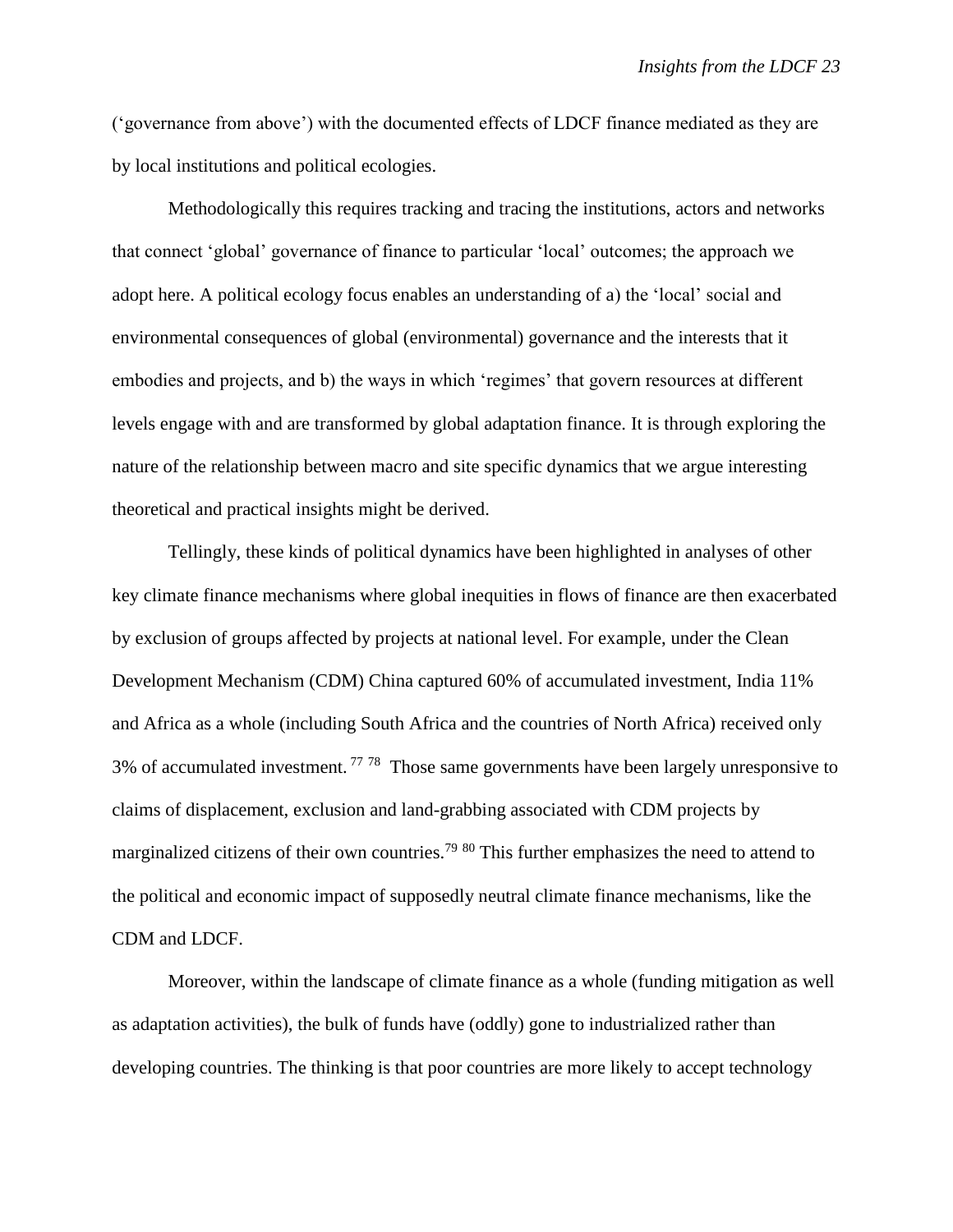('governance from above') with the documented effects of LDCF finance mediated as they are by local institutions and political ecologies.

Methodologically this requires tracking and tracing the institutions, actors and networks that connect 'global' governance of finance to particular 'local' outcomes; the approach we adopt here. A political ecology focus enables an understanding of a) the 'local' social and environmental consequences of global (environmental) governance and the interests that it embodies and projects, and b) the ways in which 'regimes' that govern resources at different levels engage with and are transformed by global adaptation finance. It is through exploring the nature of the relationship between macro and site specific dynamics that we argue interesting theoretical and practical insights might be derived.

Tellingly, these kinds of political dynamics have been highlighted in analyses of other key climate finance mechanisms where global inequities in flows of finance are then exacerbated by exclusion of groups affected by projects at national level. For example, under the Clean Development Mechanism (CDM) China captured 60% of accumulated investment, India 11% and Africa as a whole (including South Africa and the countries of North Africa) received only 3% of accumulated investment.[77 78] Those same governments have been largely unresponsive to claims of displacement, exclusion and land-grabbing associated with CDM projects by marginalized citizens of their own countries.[79 80] This further emphasizes the need to attend to the political and economic impact of supposedly neutral climate finance mechanisms, like the CDM and LDCF.

Moreover, within the landscape of climate finance as a whole (funding mitigation as well as adaptation activities), the bulk of funds have (oddly) gone to industrialized rather than developing countries. The thinking is that poor countries are more likely to accept technology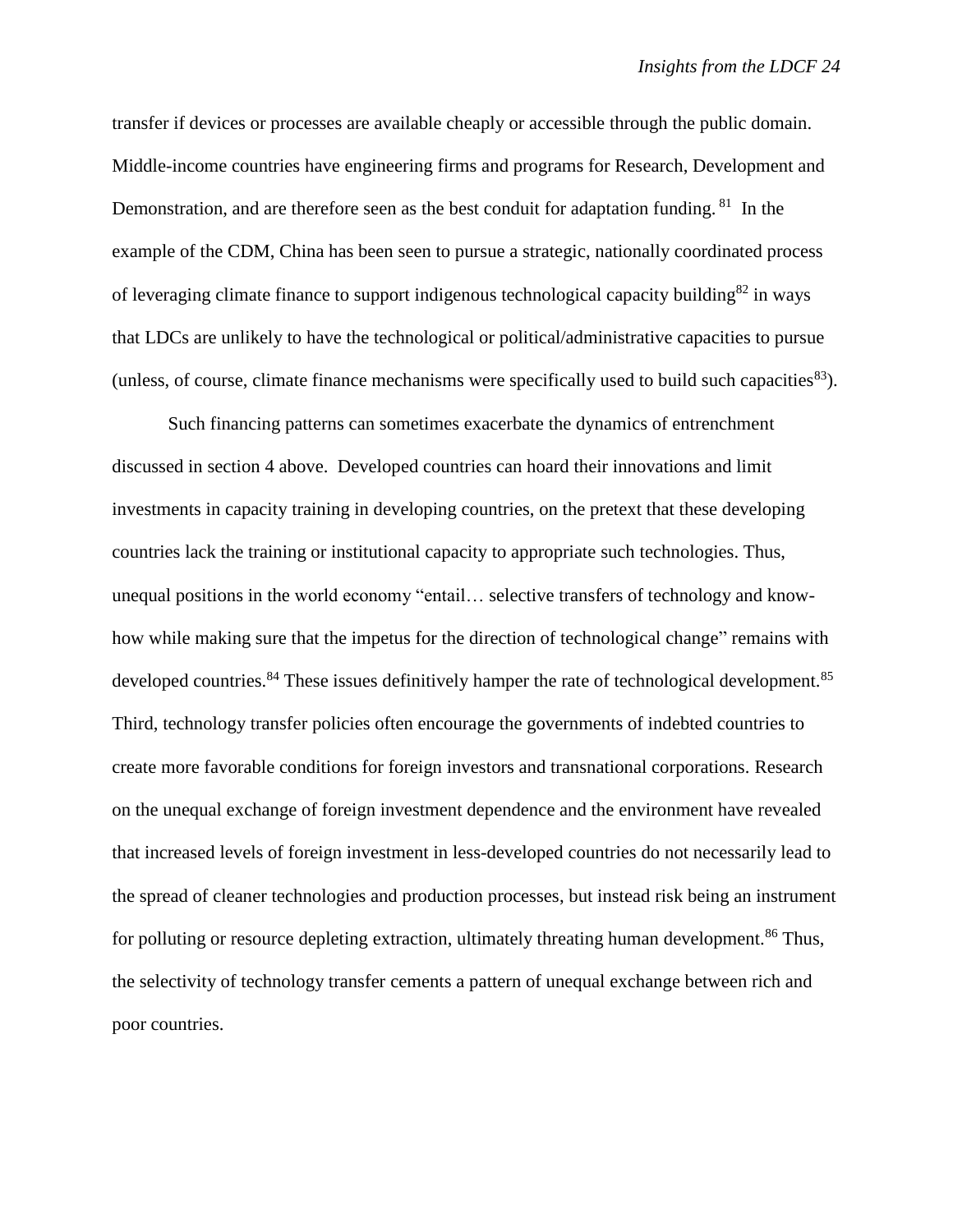transfer if devices or processes are available cheaply or accessible through the public domain. Middle-income countries have engineering firms and programs for Research, Development and Demonstration, and are therefore seen as the best conduit for adaptation funding.[81] In the example of the CDM, China has been seen to pursue a strategic, nationally coordinated process of leveraging climate finance to support indigenous technological capacity building[82] in ways that LDCs are unlikely to have the technological or political/administrative capacities to pursue (unless, of course, climate finance mechanisms were specifically used to build such capacities[83]).

Such financing patterns can sometimes exacerbate the dynamics of entrenchment discussed in section 4 above. Developed countries can hoard their innovations and limit investments in capacity training in developing countries, on the pretext that these developing countries lack the training or institutional capacity to appropriate such technologies. Thus, unequal positions in the world economy "entail… selective transfers of technology and know-how while making sure that the impetus for the direction of technological change" remains with developed countries.[84] These issues definitively hamper the rate of technological development.[85] Third, technology transfer policies often encourage the governments of indebted countries to create more favorable conditions for foreign investors and transnational corporations. Research on the unequal exchange of foreign investment dependence and the environment have revealed that increased levels of foreign investment in less-developed countries do not necessarily lead to the spread of cleaner technologies and production processes, but instead risk being an instrument for polluting or resource depleting extraction, ultimately threating human development.[86] Thus, the selectivity of technology transfer cements a pattern of unequal exchange between rich and poor countries.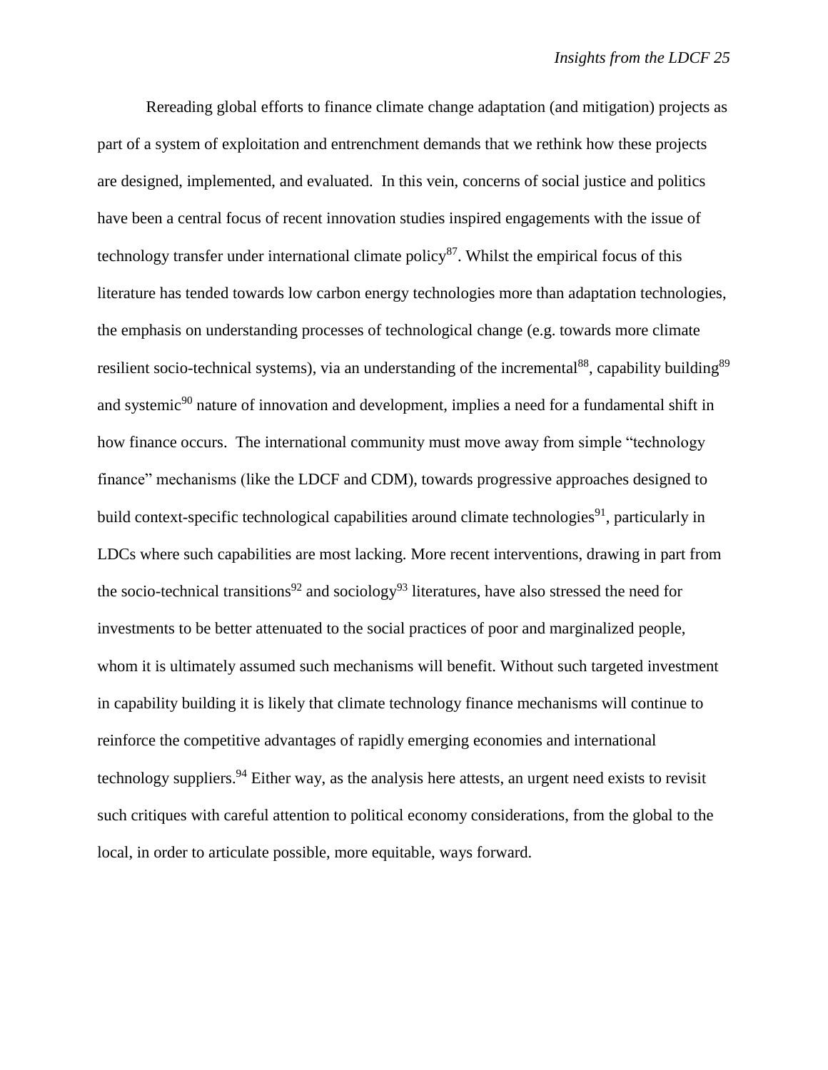Rereading global efforts to finance climate change adaptation (and mitigation) projects as part of a system of exploitation and entrenchment demands that we rethink how these projects are designed, implemented, and evaluated. In this vein, concerns of social justice and politics have been a central focus of recent innovation studies inspired engagements with the issue of technology transfer under international climate policy[87]. Whilst the empirical focus of this literature has tended towards low carbon energy technologies more than adaptation technologies, the emphasis on understanding processes of technological change (e.g. towards more climate resilient socio-technical systems), via an understanding of the incremental[88], capability building[89] and systemic[90] nature of innovation and development, implies a need for a fundamental shift in how finance occurs. The international community must move away from simple "technology finance" mechanisms (like the LDCF and CDM), towards progressive approaches designed to build context-specific technological capabilities around climate technologies[91], particularly in LDCs where such capabilities are most lacking. More recent interventions, drawing in part from the socio-technical transitions[92] and sociology[93] literatures, have also stressed the need for investments to be better attenuated to the social practices of poor and marginalized people, whom it is ultimately assumed such mechanisms will benefit. Without such targeted investment in capability building it is likely that climate technology finance mechanisms will continue to reinforce the competitive advantages of rapidly emerging economies and international technology suppliers.[94] Either way, as the analysis here attests, an urgent need exists to revisit such critiques with careful attention to political economy considerations, from the global to the local, in order to articulate possible, more equitable, ways forward.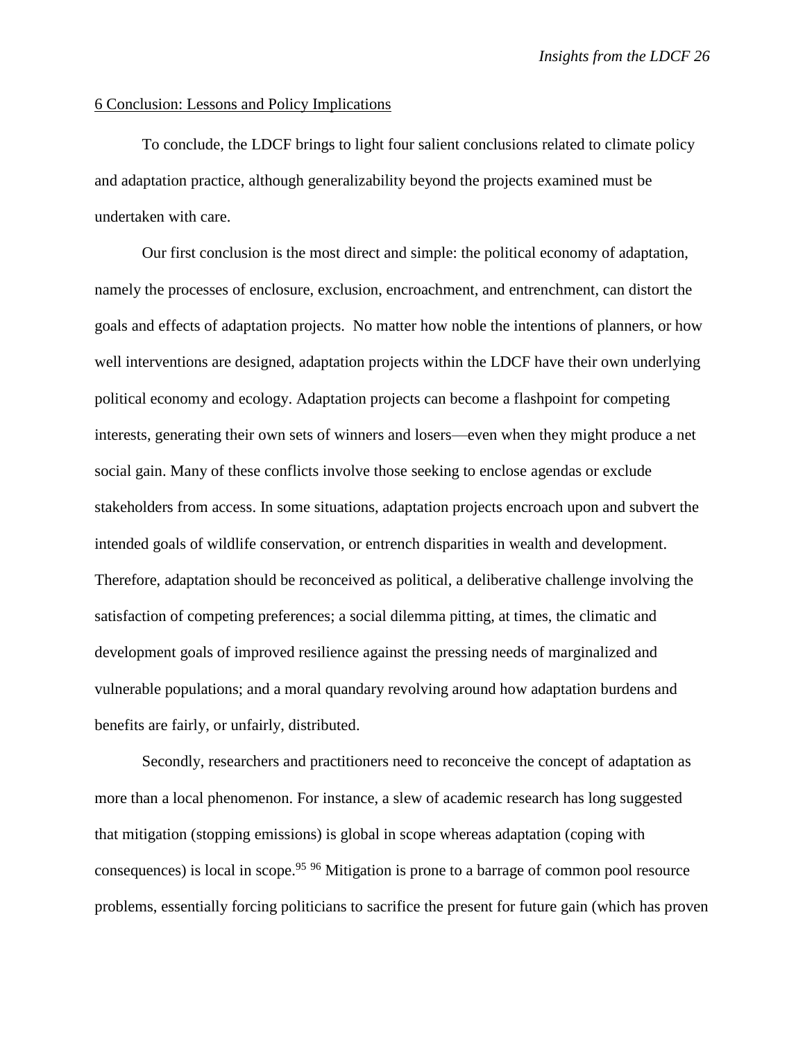## 6 Conclusion: Lessons and Policy Implications

To conclude, the LDCF brings to light four salient conclusions related to climate policy and adaptation practice, although generalizability beyond the projects examined must be undertaken with care.

Our first conclusion is the most direct and simple: the political economy of adaptation, namely the processes of enclosure, exclusion, encroachment, and entrenchment, can distort the goals and effects of adaptation projects. No matter how noble the intentions of planners, or how well interventions are designed, adaptation projects within the LDCF have their own underlying political economy and ecology. Adaptation projects can become a flashpoint for competing interests, generating their own sets of winners and losers—even when they might produce a net social gain. Many of these conflicts involve those seeking to enclose agendas or exclude stakeholders from access. In some situations, adaptation projects encroach upon and subvert the intended goals of wildlife conservation, or entrench disparities in wealth and development. Therefore, adaptation should be reconceived as political, a deliberative challenge involving the satisfaction of competing preferences; a social dilemma pitting, at times, the climatic and development goals of improved resilience against the pressing needs of marginalized and vulnerable populations; and a moral quandary revolving around how adaptation burdens and benefits are fairly, or unfairly, distributed.

Secondly, researchers and practitioners need to reconceive the concept of adaptation as more than a local phenomenon. For instance, a slew of academic research has long suggested that mitigation (stopping emissions) is global in scope whereas adaptation (coping with consequences) is local in scope.[95] [96] Mitigation is prone to a barrage of common pool resource problems, essentially forcing politicians to sacrifice the present for future gain (which has proven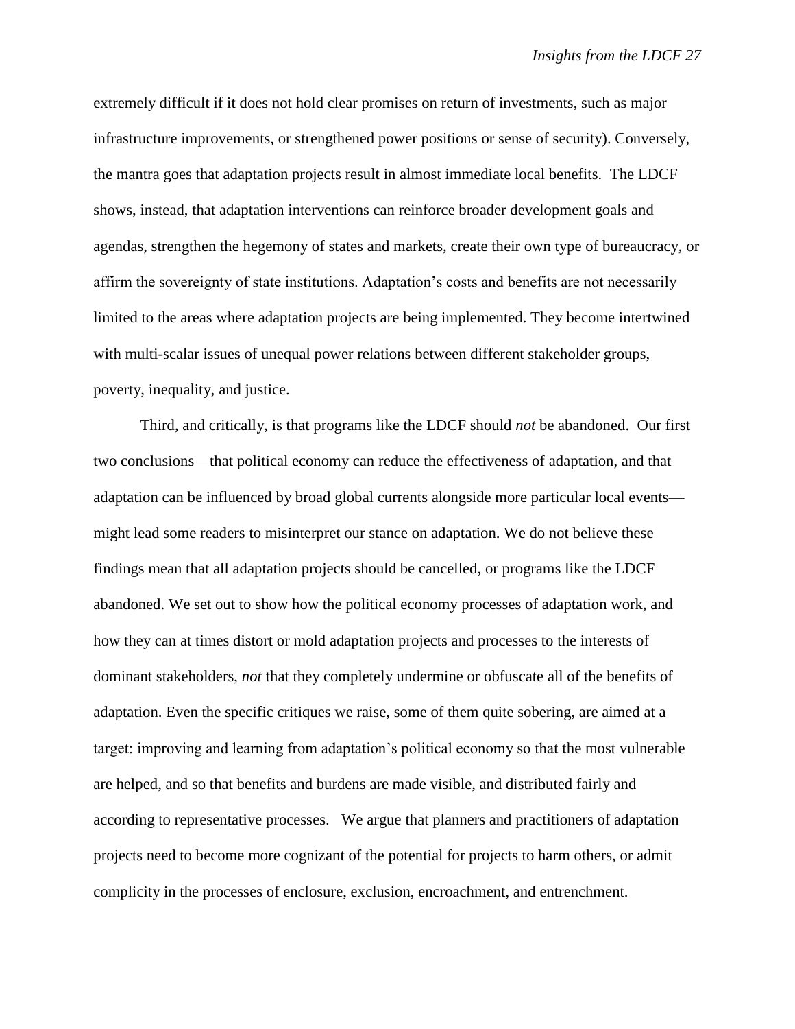extremely difficult if it does not hold clear promises on return of investments, such as major infrastructure improvements, or strengthened power positions or sense of security). Conversely, the mantra goes that adaptation projects result in almost immediate local benefits. The LDCF shows, instead, that adaptation interventions can reinforce broader development goals and agendas, strengthen the hegemony of states and markets, create their own type of bureaucracy, or affirm the sovereignty of state institutions. Adaptation's costs and benefits are not necessarily limited to the areas where adaptation projects are being implemented. They become intertwined with multi-scalar issues of unequal power relations between different stakeholder groups, poverty, inequality, and justice.

Third, and critically, is that programs like the LDCF should *not* be abandoned. Our first two conclusions—that political economy can reduce the effectiveness of adaptation, and that adaptation can be influenced by broad global currents alongside more particular local events—might lead some readers to misinterpret our stance on adaptation. We do not believe these findings mean that all adaptation projects should be cancelled, or programs like the LDCF abandoned. We set out to show how the political economy processes of adaptation work, and how they can at times distort or mold adaptation projects and processes to the interests of dominant stakeholders, *not* that they completely undermine or obfuscate all of the benefits of adaptation. Even the specific critiques we raise, some of them quite sobering, are aimed at a target: improving and learning from adaptation's political economy so that the most vulnerable are helped, and so that benefits and burdens are made visible, and distributed fairly and according to representative processes. We argue that planners and practitioners of adaptation projects need to become more cognizant of the potential for projects to harm others, or admit complicity in the processes of enclosure, exclusion, encroachment, and entrenchment.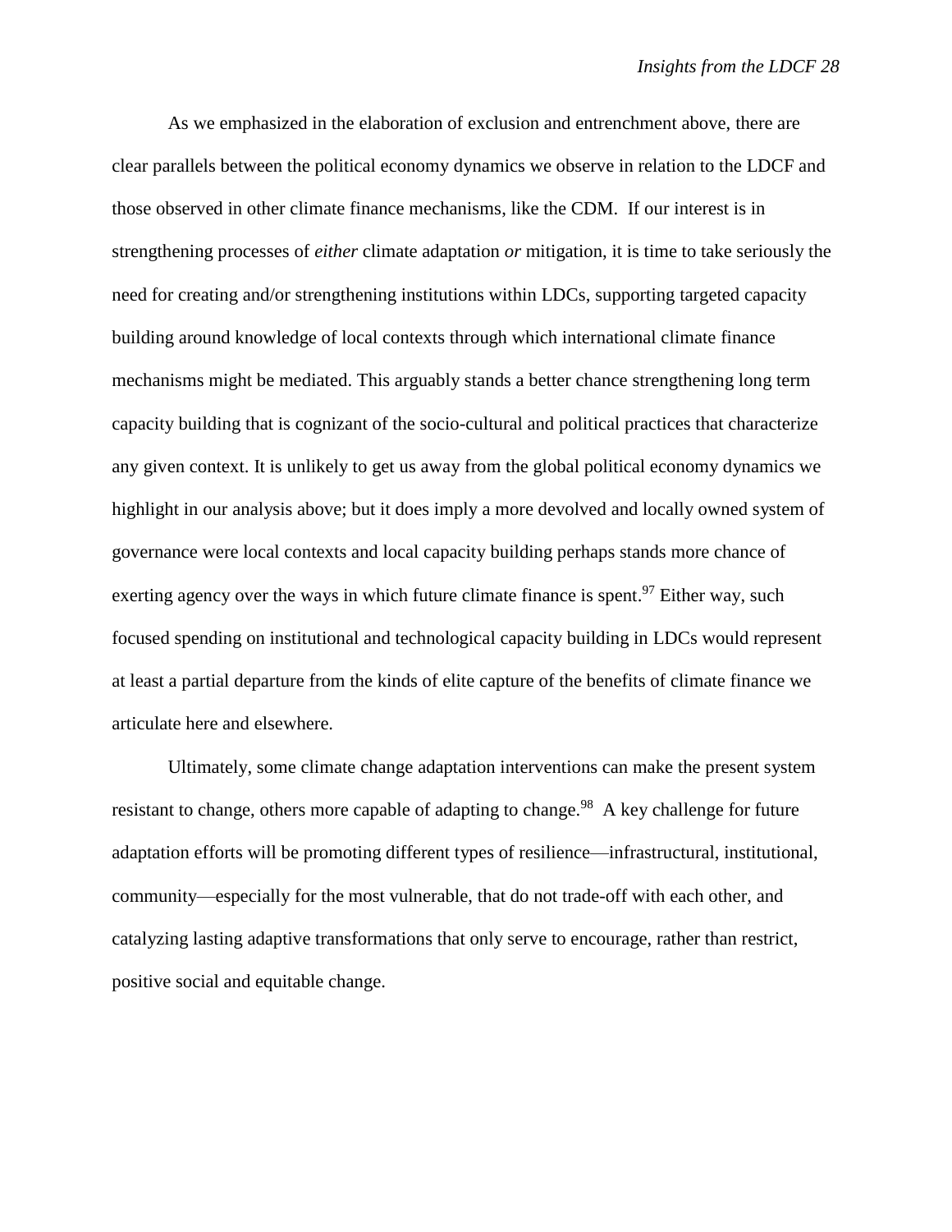As we emphasized in the elaboration of exclusion and entrenchment above, there are clear parallels between the political economy dynamics we observe in relation to the LDCF and those observed in other climate finance mechanisms, like the CDM. If our interest is in strengthening processes of *either* climate adaptation *or* mitigation, it is time to take seriously the need for creating and/or strengthening institutions within LDCs, supporting targeted capacity building around knowledge of local contexts through which international climate finance mechanisms might be mediated. This arguably stands a better chance strengthening long term capacity building that is cognizant of the socio-cultural and political practices that characterize any given context. It is unlikely to get us away from the global political economy dynamics we highlight in our analysis above; but it does imply a more devolved and locally owned system of governance were local contexts and local capacity building perhaps stands more chance of exerting agency over the ways in which future climate finance is spent.[97] Either way, such focused spending on institutional and technological capacity building in LDCs would represent at least a partial departure from the kinds of elite capture of the benefits of climate finance we articulate here and elsewhere.

Ultimately, some climate change adaptation interventions can make the present system resistant to change, others more capable of adapting to change.[98] A key challenge for future adaptation efforts will be promoting different types of resilience—infrastructural, institutional, community—especially for the most vulnerable, that do not trade-off with each other, and catalyzing lasting adaptive transformations that only serve to encourage, rather than restrict, positive social and equitable change.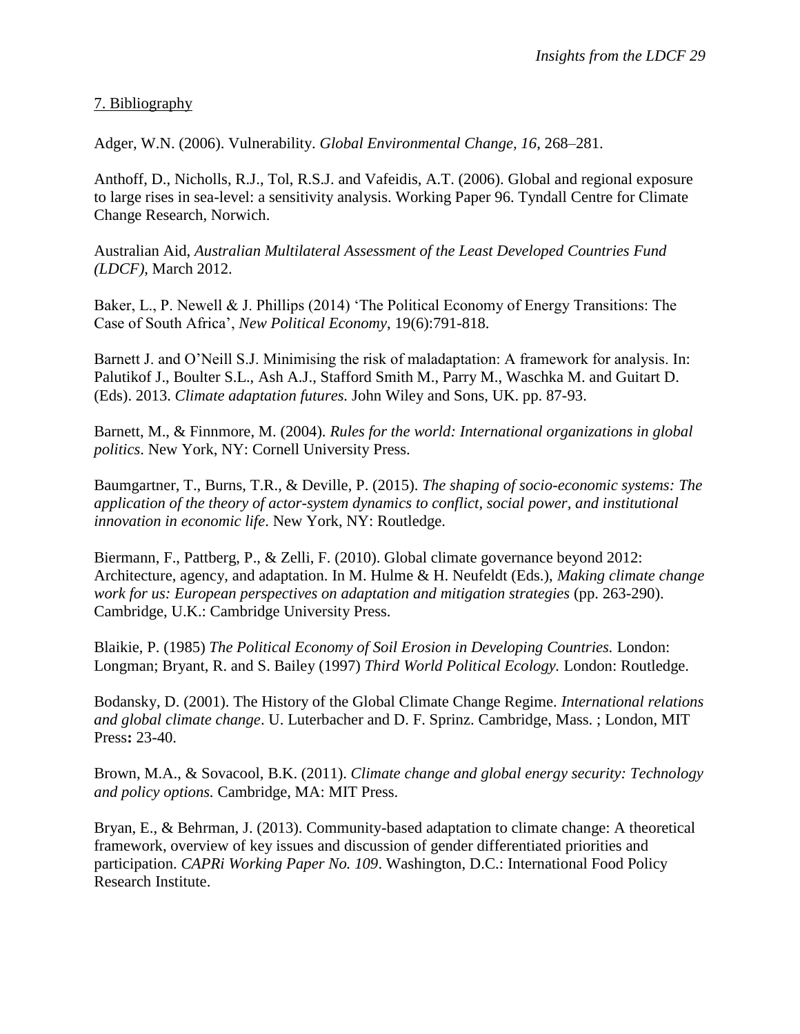## 7. Bibliography

Adger, W.N. (2006). Vulnerability. *Global Environmental Change, 16*, 268–281.

Anthoff, D., Nicholls, R.J., Tol, R.S.J. and Vafeidis, A.T. (2006). Global and regional exposure to large rises in sea-level: a sensitivity analysis. Working Paper 96. Tyndall Centre for Climate Change Research, Norwich.

Australian Aid, *Australian Multilateral Assessment of the Least Developed Countries Fund (LDCF)*, March 2012.

Baker, L., P. Newell & J. Phillips (2014) 'The Political Economy of Energy Transitions: The Case of South Africa', *New Political Economy*, 19(6):791-818.

Barnett J. and O'Neill S.J. Minimising the risk of maladaptation: A framework for analysis. In: Palutikof J., Boulter S.L., Ash A.J., Stafford Smith M., Parry M., Waschka M. and Guitart D. (Eds). 2013. *Climate adaptation futures.* John Wiley and Sons, UK. pp. 87-93.

Barnett, M., & Finnmore, M. (2004). *Rules for the world: International organizations in global politics*. New York, NY: Cornell University Press.

Baumgartner, T., Burns, T.R., & Deville, P. (2015). *The shaping of socio-economic systems: The application of the theory of actor-system dynamics to conflict, social power, and institutional innovation in economic life*. New York, NY: Routledge.

Biermann, F., Pattberg, P., & Zelli, F. (2010). Global climate governance beyond 2012: Architecture, agency, and adaptation. In M. Hulme & H. Neufeldt (Eds.), *Making climate change work for us: European perspectives on adaptation and mitigation strategies* (pp. 263-290). Cambridge, U.K.: Cambridge University Press.

Blaikie, P. (1985) *The Political Economy of Soil Erosion in Developing Countries.* London: Longman; Bryant, R. and S. Bailey (1997) *Third World Political Ecology.* London: Routledge.

Bodansky, D. (2001). The History of the Global Climate Change Regime. *International relations and global climate change*. U. Luterbacher and D. F. Sprinz. Cambridge, Mass. ; London, MIT Press**:** 23-40.

Brown, M.A., & Sovacool, B.K. (2011). *Climate change and global energy security: Technology and policy options.* Cambridge, MA: MIT Press.

Bryan, E., & Behrman, J. (2013). Community-based adaptation to climate change: A theoretical framework, overview of key issues and discussion of gender differentiated priorities and participation. *CAPRi Working Paper No. 109*. Washington, D.C.: International Food Policy Research Institute.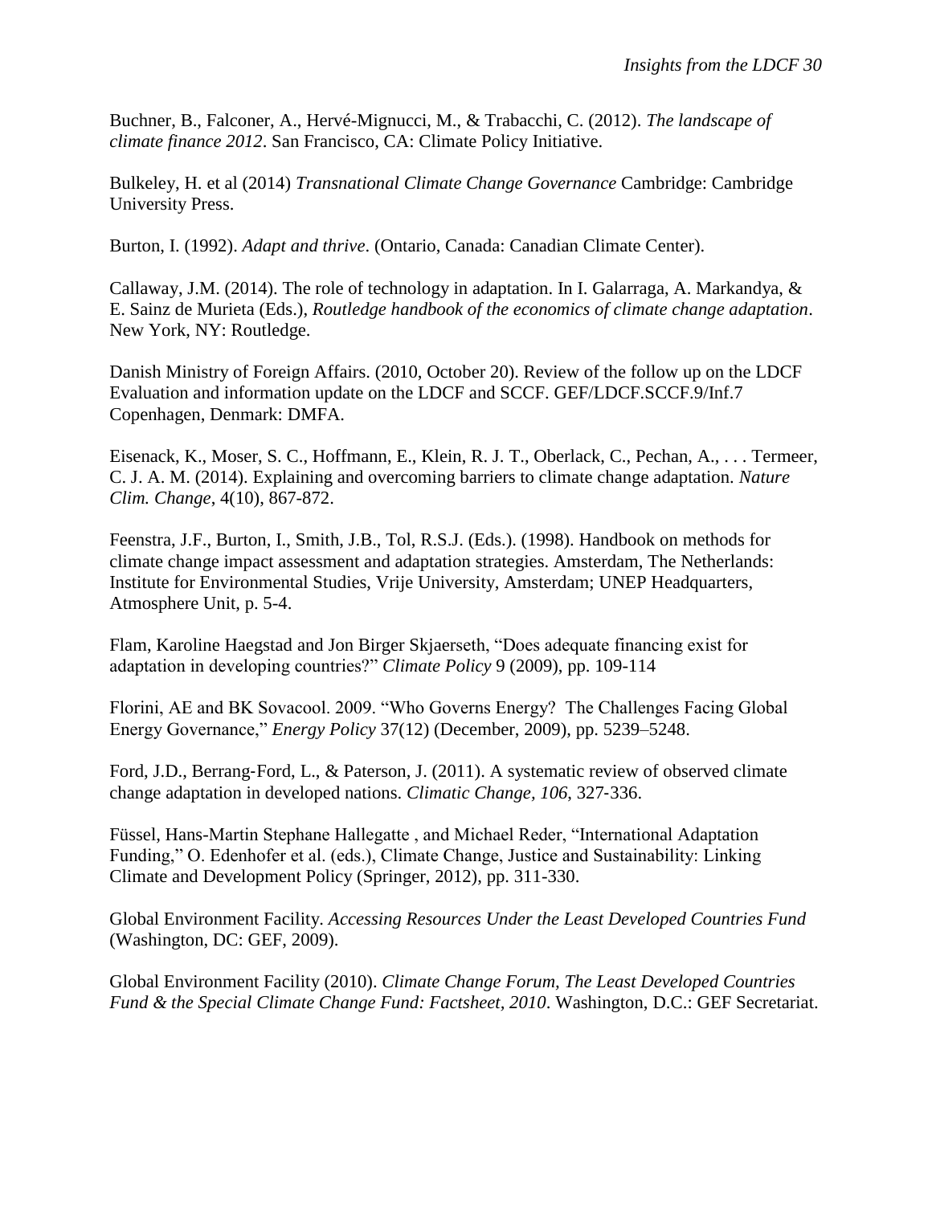Buchner, B., Falconer, A., Hervé-Mignucci, M., & Trabacchi, C. (2012). *The landscape of climate finance 2012*. San Francisco, CA: Climate Policy Initiative.

Bulkeley, H. et al (2014) *Transnational Climate Change Governance* Cambridge: Cambridge University Press.

Burton, I. (1992). *Adapt and thrive*. (Ontario, Canada: Canadian Climate Center).

Callaway, J.M. (2014). The role of technology in adaptation. In I. Galarraga, A. Markandya, & E. Sainz de Murieta (Eds.), *Routledge handbook of the economics of climate change adaptation*. New York, NY: Routledge.

Danish Ministry of Foreign Affairs. (2010, October 20). Review of the follow up on the LDCF Evaluation and information update on the LDCF and SCCF. GEF/LDCF.SCCF.9/Inf.7 Copenhagen, Denmark: DMFA.

Eisenack, K., Moser, S. C., Hoffmann, E., Klein, R. J. T., Oberlack, C., Pechan, A., . . . Termeer, C. J. A. M. (2014). Explaining and overcoming barriers to climate change adaptation. *Nature Clim. Change*, 4(10), 867-872.

Feenstra, J.F., Burton, I., Smith, J.B., Tol, R.S.J. (Eds.). (1998). Handbook on methods for climate change impact assessment and adaptation strategies. Amsterdam, The Netherlands: Institute for Environmental Studies, Vrije University, Amsterdam; UNEP Headquarters, Atmosphere Unit, p. 5-4.

Flam, Karoline Haegstad and Jon Birger Skjaerseth, "Does adequate financing exist for adaptation in developing countries?" *Climate Policy* 9 (2009), pp. 109-114

Florini, AE and BK Sovacool. 2009. "Who Governs Energy? The Challenges Facing Global Energy Governance," *Energy Policy* 37(12) (December, 2009), pp. 5239–5248.

Ford, J.D., Berrang-Ford, L., & Paterson, J. (2011). A systematic review of observed climate change adaptation in developed nations. *Climatic Change, 106*, 327-336.

Füssel, Hans-Martin Stephane Hallegatte , and Michael Reder, "International Adaptation Funding," O. Edenhofer et al. (eds.), Climate Change, Justice and Sustainability: Linking Climate and Development Policy (Springer, 2012), pp. 311-330.

Global Environment Facility. *Accessing Resources Under the Least Developed Countries Fund* (Washington, DC: GEF, 2009).

Global Environment Facility (2010). *Climate Change Forum, The Least Developed Countries Fund & the Special Climate Change Fund: Factsheet, 2010*. Washington, D.C.: GEF Secretariat.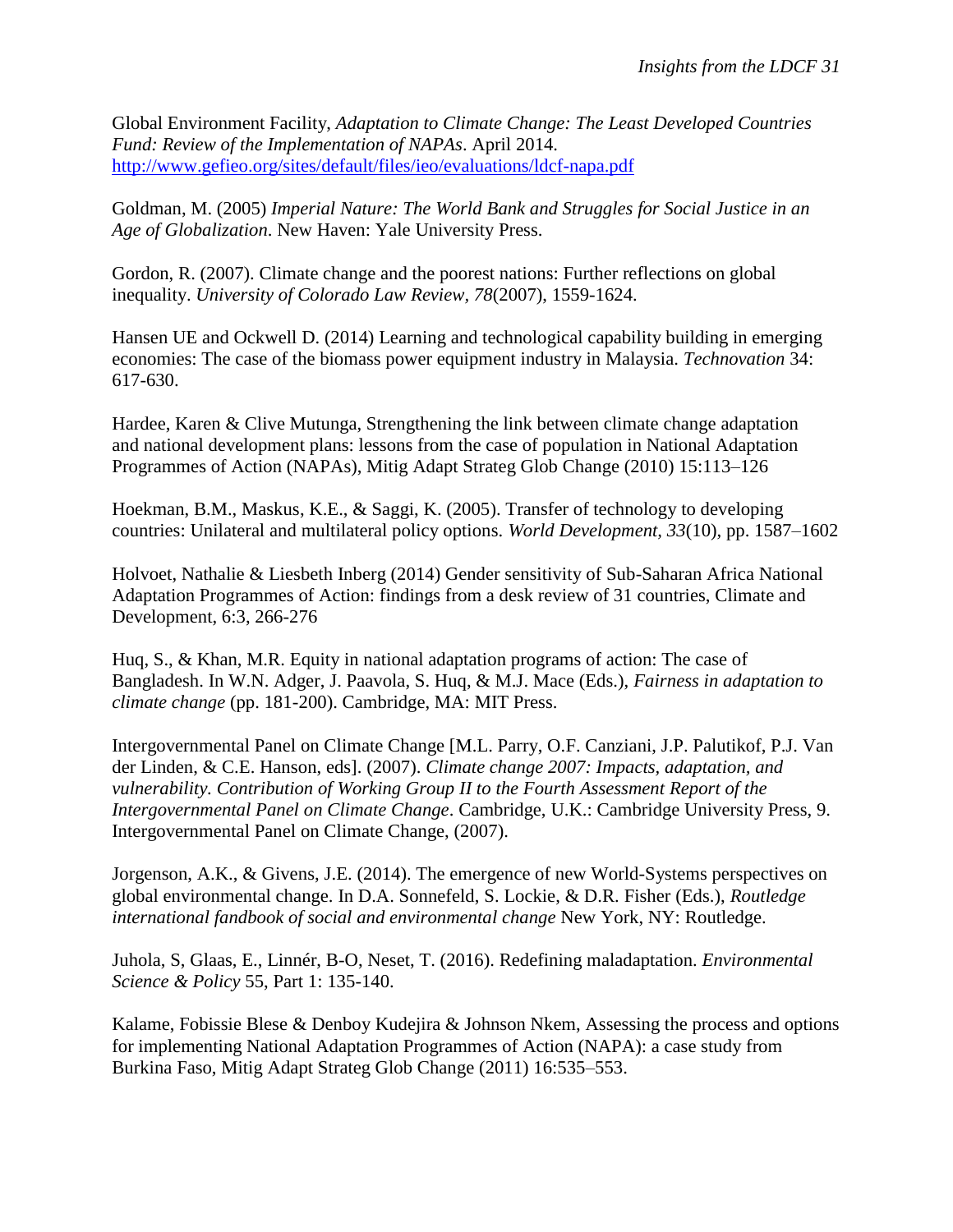Global Environment Facility, *Adaptation to Climate Change: The Least Developed Countries Fund: Review of the Implementation of NAPAs*. April 2014. http://www.gefieo.org/sites/default/files/ieo/evaluations/ldcf-napa.pdf

Goldman, M. (2005) *Imperial Nature: The World Bank and Struggles for Social Justice in an Age of Globalization*. New Haven: Yale University Press.

Gordon, R. (2007). Climate change and the poorest nations: Further reflections on global inequality. *University of Colorado Law Review, 78*(2007), 1559-1624.

Hansen UE and Ockwell D. (2014) Learning and technological capability building in emerging economies: The case of the biomass power equipment industry in Malaysia. *Technovation* 34: 617-630.

Hardee, Karen & Clive Mutunga, Strengthening the link between climate change adaptation and national development plans: lessons from the case of population in National Adaptation Programmes of Action (NAPAs), Mitig Adapt Strateg Glob Change (2010) 15:113–126

Hoekman, B.M., Maskus, K.E., & Saggi, K. (2005). Transfer of technology to developing countries: Unilateral and multilateral policy options. *World Development, 33*(10), pp. 1587–1602

Holvoet, Nathalie & Liesbeth Inberg (2014) Gender sensitivity of Sub-Saharan Africa National Adaptation Programmes of Action: findings from a desk review of 31 countries, Climate and Development, 6:3, 266-276

Huq, S., & Khan, M.R. Equity in national adaptation programs of action: The case of Bangladesh. In W.N. Adger, J. Paavola, S. Huq, & M.J. Mace (Eds.), *Fairness in adaptation to climate change* (pp. 181-200). Cambridge, MA: MIT Press.

Intergovernmental Panel on Climate Change [M.L. Parry, O.F. Canziani, J.P. Palutikof, P.J. Van der Linden, & C.E. Hanson, eds]. (2007). *Climate change 2007: Impacts, adaptation, and vulnerability. Contribution of Working Group II to the Fourth Assessment Report of the Intergovernmental Panel on Climate Change*. Cambridge, U.K.: Cambridge University Press, 9. Intergovernmental Panel on Climate Change, (2007).

Jorgenson, A.K., & Givens, J.E. (2014). The emergence of new World-Systems perspectives on global environmental change. In D.A. Sonnefeld, S. Lockie, & D.R. Fisher (Eds.), *Routledge international fandbook of social and environmental change* New York, NY: Routledge.

Juhola, S, Glaas, E., Linnér, B-O, Neset, T. (2016). Redefining maladaptation. *Environmental Science & Policy* 55, Part 1: 135-140.

Kalame, Fobissie Blese & Denboy Kudejira & Johnson Nkem, Assessing the process and options for implementing National Adaptation Programmes of Action (NAPA): a case study from Burkina Faso, Mitig Adapt Strateg Glob Change (2011) 16:535–553.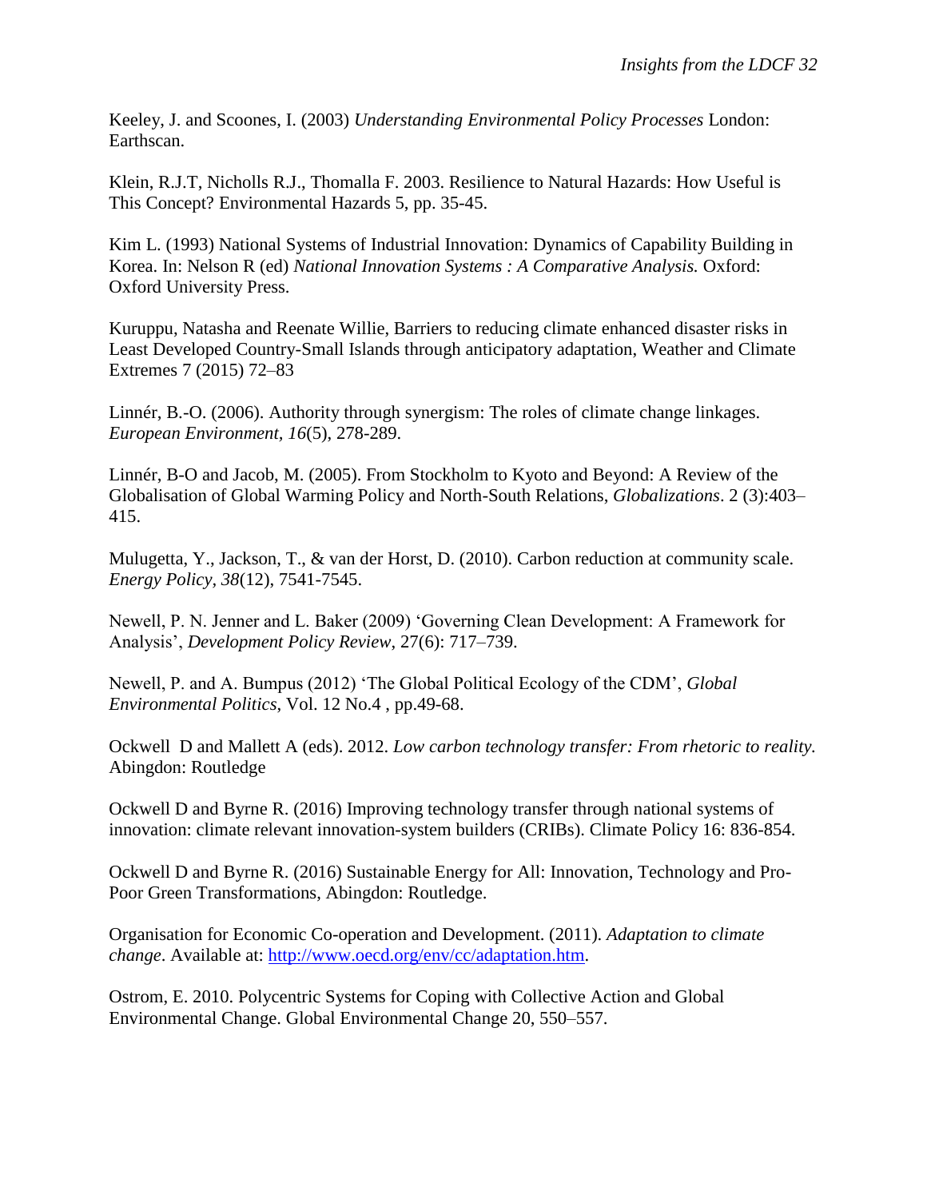Keeley, J. and Scoones, I. (2003) *Understanding Environmental Policy Processes* London: Earthscan.

Klein, R.J.T, Nicholls R.J., Thomalla F. 2003. Resilience to Natural Hazards: How Useful is This Concept? Environmental Hazards 5, pp. 35-45.

Kim L. (1993) National Systems of Industrial Innovation: Dynamics of Capability Building in Korea. In: Nelson R (ed) *National Innovation Systems : A Comparative Analysis.* Oxford: Oxford University Press.

Kuruppu, Natasha and Reenate Willie, Barriers to reducing climate enhanced disaster risks in Least Developed Country-Small Islands through anticipatory adaptation, Weather and Climate Extremes 7 (2015) 72–83

Linnér, B.-O. (2006). Authority through synergism: The roles of climate change linkages. *European Environment, 16*(5), 278-289.

Linnér, B-O and Jacob, M. (2005). From Stockholm to Kyoto and Beyond: A Review of the Globalisation of Global Warming Policy and North-South Relations, *Globalizations*. 2 (3):403–415.

Mulugetta, Y., Jackson, T., & van der Horst, D. (2010). Carbon reduction at community scale. *Energy Policy, 38*(12), 7541-7545.

Newell, P. N. Jenner and L. Baker (2009) 'Governing Clean Development: A Framework for Analysis', *Development Policy Review*, 27(6): 717–739.

Newell, P. and A. Bumpus (2012) 'The Global Political Ecology of the CDM', *Global Environmental Politics*, Vol. 12 No.4 , pp.49-68.

Ockwell D and Mallett A (eds). 2012. *Low carbon technology transfer: From rhetoric to reality.* Abingdon: Routledge

Ockwell D and Byrne R. (2016) Improving technology transfer through national systems of innovation: climate relevant innovation-system builders (CRIBs). Climate Policy 16: 836-854.

Ockwell D and Byrne R. (2016) Sustainable Energy for All: Innovation, Technology and Pro-Poor Green Transformations, Abingdon: Routledge.

Organisation for Economic Co-operation and Development. (2011). *Adaptation to climate change*. Available at: http://www.oecd.org/env/cc/adaptation.htm.

Ostrom, E. 2010. Polycentric Systems for Coping with Collective Action and Global Environmental Change. Global Environmental Change 20, 550–557.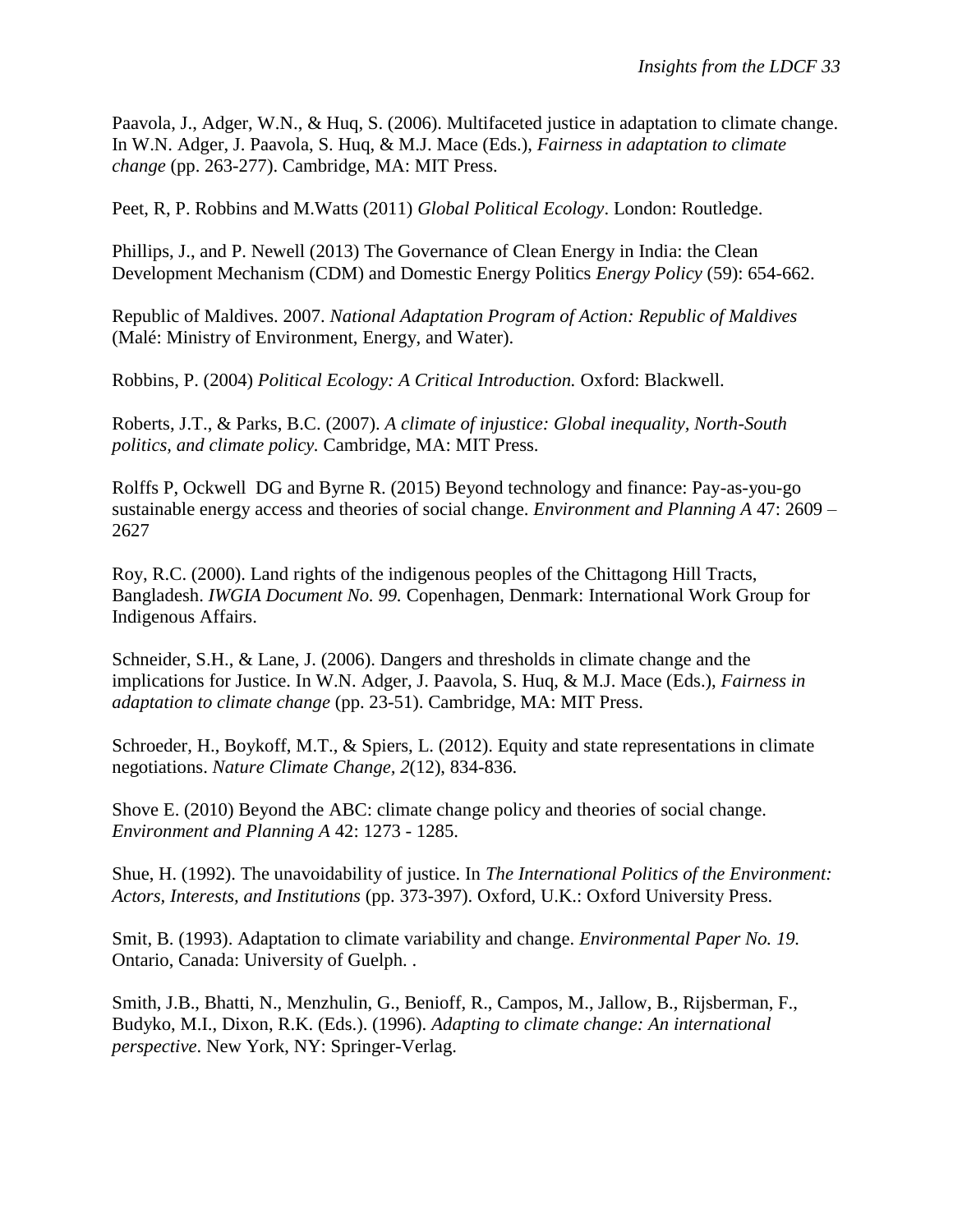Paavola, J., Adger, W.N., & Huq, S. (2006). Multifaceted justice in adaptation to climate change. In W.N. Adger, J. Paavola, S. Huq, & M.J. Mace (Eds.), *Fairness in adaptation to climate change* (pp. 263-277). Cambridge, MA: MIT Press.

Peet, R, P. Robbins and M.Watts (2011) *Global Political Ecology*. London: Routledge.

Phillips, J., and P. Newell (2013) The Governance of Clean Energy in India: the Clean Development Mechanism (CDM) and Domestic Energy Politics *Energy Policy* (59): 654-662.

Republic of Maldives. 2007. *National Adaptation Program of Action: Republic of Maldives* (Malé: Ministry of Environment, Energy, and Water).

Robbins, P. (2004) *Political Ecology: A Critical Introduction.* Oxford: Blackwell.

Roberts, J.T., & Parks, B.C. (2007). *A climate of injustice: Global inequality, North-South politics, and climate policy.* Cambridge, MA: MIT Press.

Rolffs P, Ockwell DG and Byrne R. (2015) Beyond technology and finance: Pay-as-you-go sustainable energy access and theories of social change. *Environment and Planning A* 47: 2609 – 2627

Roy, R.C. (2000). Land rights of the indigenous peoples of the Chittagong Hill Tracts, Bangladesh. *IWGIA Document No. 99.* Copenhagen, Denmark: International Work Group for Indigenous Affairs.

Schneider, S.H., & Lane, J. (2006). Dangers and thresholds in climate change and the implications for Justice. In W.N. Adger, J. Paavola, S. Huq, & M.J. Mace (Eds.), *Fairness in adaptation to climate change* (pp. 23-51). Cambridge, MA: MIT Press.

Schroeder, H., Boykoff, M.T., & Spiers, L. (2012). Equity and state representations in climate negotiations. *Nature Climate Change*, *2*(12), 834-836.

Shove E. (2010) Beyond the ABC: climate change policy and theories of social change. *Environment and Planning A* 42: 1273 - 1285.

Shue, H. (1992). The unavoidability of justice. In *The International Politics of the Environment: Actors, Interests, and Institutions* (pp. 373-397). Oxford, U.K.: Oxford University Press.

Smit, B. (1993). Adaptation to climate variability and change. *Environmental Paper No. 19.* Ontario, Canada: University of Guelph. .

Smith, J.B., Bhatti, N., Menzhulin, G., Benioff, R., Campos, M., Jallow, B., Rijsberman, F., Budyko, M.I., Dixon, R.K. (Eds.). (1996). *Adapting to climate change: An international perspective*. New York, NY: Springer-Verlag.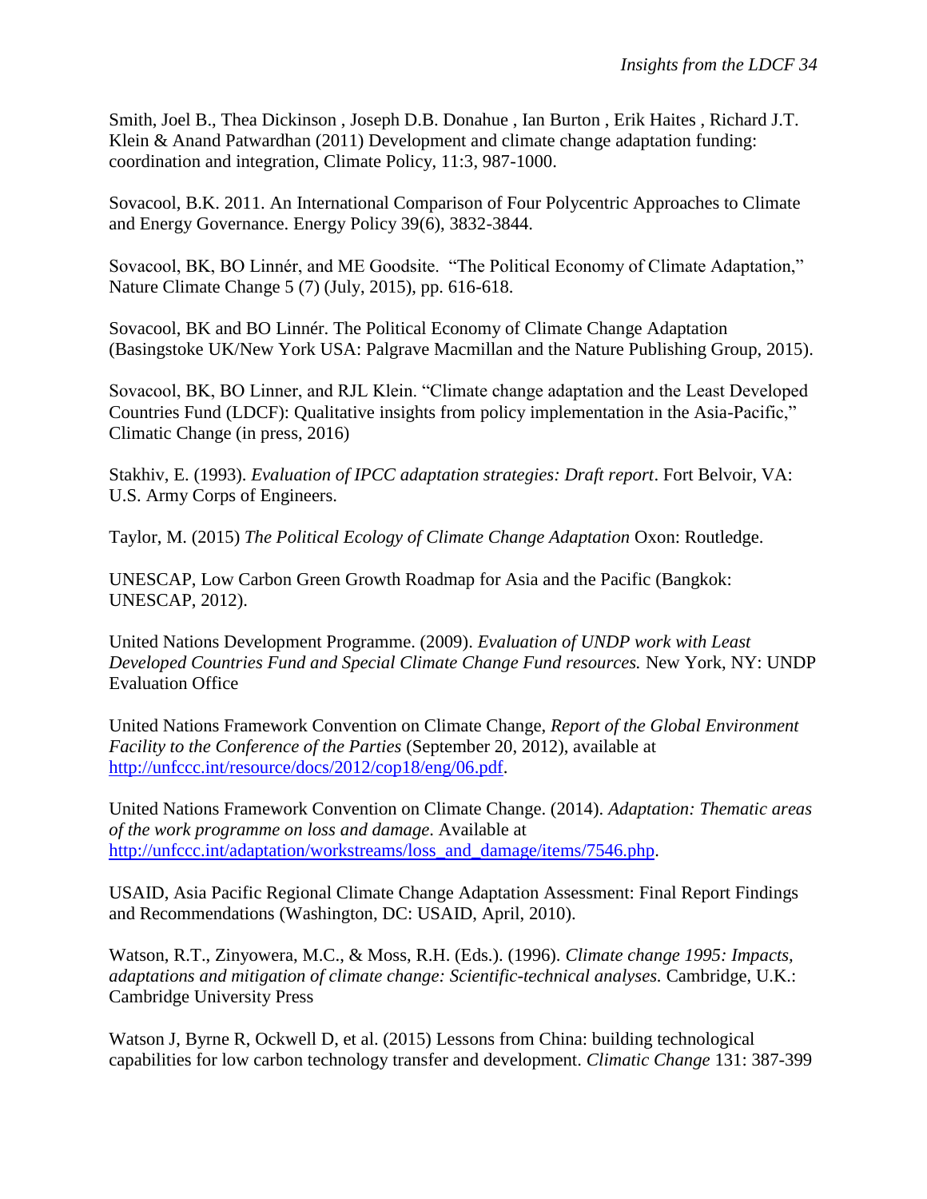Smith, Joel B., Thea Dickinson , Joseph D.B. Donahue , Ian Burton , Erik Haites , Richard J.T. Klein & Anand Patwardhan (2011) Development and climate change adaptation funding: coordination and integration, Climate Policy, 11:3, 987-1000.

Sovacool, B.K. 2011. An International Comparison of Four Polycentric Approaches to Climate and Energy Governance. Energy Policy 39(6), 3832-3844.

Sovacool, BK, BO Linnér, and ME Goodsite. "The Political Economy of Climate Adaptation," Nature Climate Change 5 (7) (July, 2015), pp. 616-618.

Sovacool, BK and BO Linnér. The Political Economy of Climate Change Adaptation (Basingstoke UK/New York USA: Palgrave Macmillan and the Nature Publishing Group, 2015).

Sovacool, BK, BO Linner, and RJL Klein. "Climate change adaptation and the Least Developed Countries Fund (LDCF): Qualitative insights from policy implementation in the Asia-Pacific," Climatic Change (in press, 2016)

Stakhiv, E. (1993). *Evaluation of IPCC adaptation strategies: Draft report*. Fort Belvoir, VA: U.S. Army Corps of Engineers.

Taylor, M. (2015) *The Political Ecology of Climate Change Adaptation* Oxon: Routledge.

UNESCAP, Low Carbon Green Growth Roadmap for Asia and the Pacific (Bangkok: UNESCAP, 2012).

United Nations Development Programme. (2009). *Evaluation of UNDP work with Least Developed Countries Fund and Special Climate Change Fund resources.* New York, NY: UNDP Evaluation Office

United Nations Framework Convention on Climate Change, *Report of the Global Environment Facility to the Conference of the Parties* (September 20, 2012), available at http://unfccc.int/resource/docs/2012/cop18/eng/06.pdf.

United Nations Framework Convention on Climate Change. (2014). *Adaptation: Thematic areas of the work programme on loss and damage*. Available at http://unfccc.int/adaptation/workstreams/loss_and_damage/items/7546.php.

USAID, Asia Pacific Regional Climate Change Adaptation Assessment: Final Report Findings and Recommendations (Washington, DC: USAID, April, 2010).

Watson, R.T., Zinyowera, M.C., & Moss, R.H. (Eds.). (1996). *Climate change 1995: Impacts, adaptations and mitigation of climate change: Scientific-technical analyses.* Cambridge, U.K.: Cambridge University Press

Watson J, Byrne R, Ockwell D, et al. (2015) Lessons from China: building technological capabilities for low carbon technology transfer and development. *Climatic Change* 131: 387-399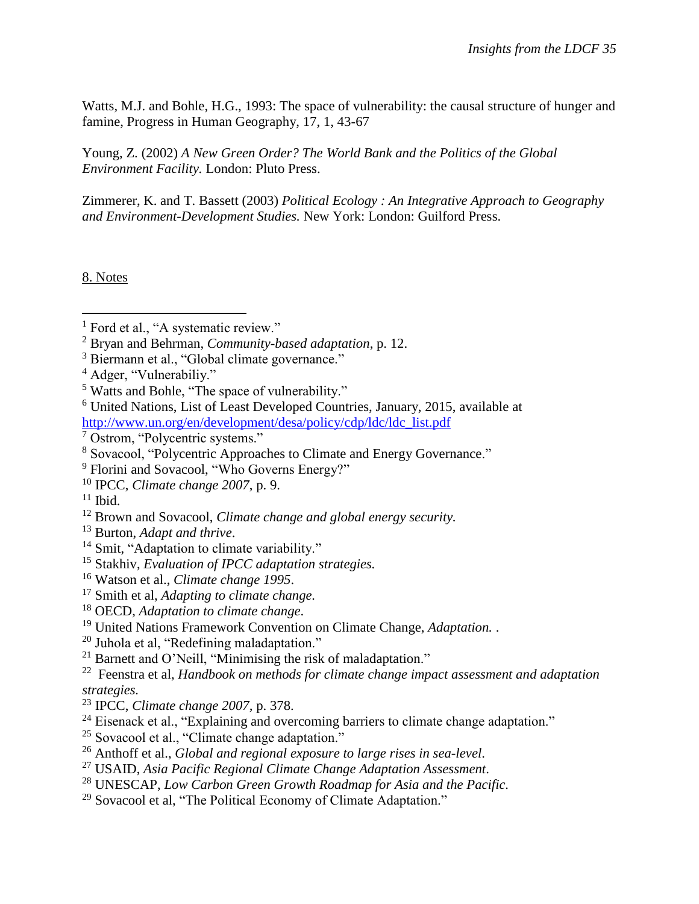Watts, M.J. and Bohle, H.G., 1993: The space of vulnerability: the causal structure of hunger and famine, Progress in Human Geography, 17, 1, 43-67

Young, Z. (2002) *A New Green Order? The World Bank and the Politics of the Global Environment Facility.* London: Pluto Press.

Zimmerer, K. and T. Bassett (2003) *Political Ecology : An Integrative Approach to Geography and Environment-Development Studies.* New York: London: Guilford Press.

## 8. Notes

[1] Ford et al., "A systematic review."
[2] Bryan and Behrman, *Community-based adaptation*, p. 12.
[3] Biermann et al., "Global climate governance."
[4] Adger, "Vulnerabiliy."
[5] Watts and Bohle, "The space of vulnerability."
[6] United Nations, List of Least Developed Countries, January, 2015, available at http://www.un.org/en/development/desa/policy/cdp/ldc/ldc_list.pdf
[7] Ostrom, "Polycentric systems."
[8] Sovacool, "Polycentric Approaches to Climate and Energy Governance."
[9] Florini and Sovacool, "Who Governs Energy?"
[10] IPCC, *Climate change 2007*, p. 9.
[11] Ibid.
[12] Brown and Sovacool, *Climate change and global energy security.*
[13] Burton, *Adapt and thrive*.
[14] Smit, "Adaptation to climate variability."
[15] Stakhiv, *Evaluation of IPCC adaptation strategies.*
[16] Watson et al., *Climate change 1995*.
[17] Smith et al, *Adapting to climate change.*
[18] OECD, *Adaptation to climate change.*
[19] United Nations Framework Convention on Climate Change, *Adaptation.* .
[20] Juhola et al, "Redefining maladaptation."
[21] Barnett and O'Neill, "Minimising the risk of maladaptation."
[22] Feenstra et al, *Handbook on methods for climate change impact assessment and adaptation strategies.*
[23] IPCC, *Climate change 2007*, p. 378.
[24] Eisenack et al., "Explaining and overcoming barriers to climate change adaptation."
[25] Sovacool et al., "Climate change adaptation."
[26] Anthoff et al., *Global and regional exposure to large rises in sea-level.*
[27] USAID, *Asia Pacific Regional Climate Change Adaptation Assessment*.
[28] UNESCAP, *Low Carbon Green Growth Roadmap for Asia and the Pacific.*
[29] Sovacool et al, "The Political Economy of Climate Adaptation."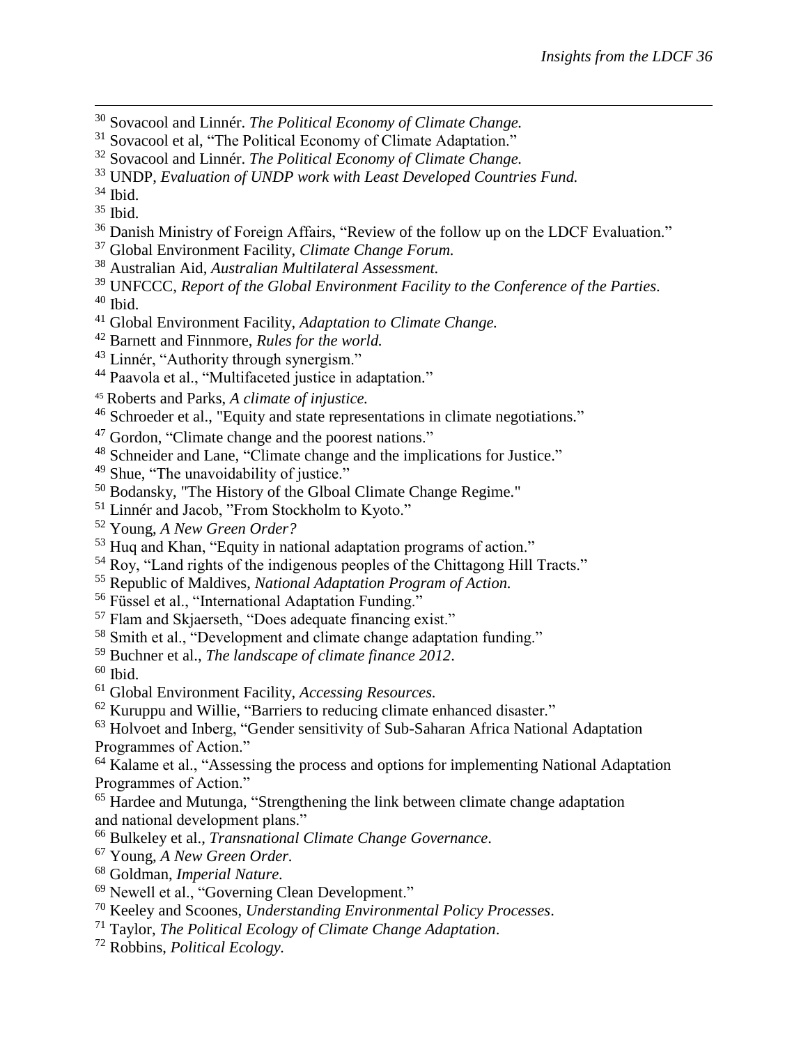[30] Sovacool and Linnér. *The Political Economy of Climate Change.*
[31] Sovacool et al, "The Political Economy of Climate Adaptation."
[32] Sovacool and Linnér. *The Political Economy of Climate Change.*
[33] UNDP, *Evaluation of UNDP work with Least Developed Countries Fund.*
[34] Ibid.
[35] Ibid.
[36] Danish Ministry of Foreign Affairs, "Review of the follow up on the LDCF Evaluation."
[37] Global Environment Facility, *Climate Change Forum.*
[38] Australian Aid, *Australian Multilateral Assessment.*
[39] UNFCCC, *Report of the Global Environment Facility to the Conference of the Parties*.
[40] Ibid.
[41] Global Environment Facility, *Adaptation to Climate Change.*
[42] Barnett and Finnmore, *Rules for the world.*
[43] Linnér, "Authority through synergism."
[44] Paavola et al., "Multifaceted justice in adaptation."
[45] Roberts and Parks, *A climate of injustice.*
[46] Schroeder et al., "Equity and state representations in climate negotiations."
[47] Gordon, "Climate change and the poorest nations."
[48] Schneider and Lane, "Climate change and the implications for Justice."
[49] Shue, "The unavoidability of justice."
[50] Bodansky, "The History of the Glboal Climate Change Regime."
[51] Linnér and Jacob, "From Stockholm to Kyoto."
[52] Young, *A New Green Order?*
[53] Huq and Khan, "Equity in national adaptation programs of action."
[54] Roy, "Land rights of the indigenous peoples of the Chittagong Hill Tracts."
[55] Republic of Maldives, *National Adaptation Program of Action.*
[56] Füssel et al., "International Adaptation Funding."
[57] Flam and Skjaerseth, "Does adequate financing exist."
[58] Smith et al., "Development and climate change adaptation funding."
[59] Buchner et al., *The landscape of climate finance 2012*.
[60] Ibid.
[61] Global Environment Facility, *Accessing Resources.*
[62] Kuruppu and Willie, "Barriers to reducing climate enhanced disaster."
[63] Holvoet and Inberg, "Gender sensitivity of Sub-Saharan Africa National Adaptation Programmes of Action."
[64] Kalame et al., "Assessing the process and options for implementing National Adaptation Programmes of Action."
[65] Hardee and Mutunga, "Strengthening the link between climate change adaptation and national development plans."
[66] Bulkeley et al., *Transnational Climate Change Governance*.
[67] Young, *A New Green Order.*
[68] Goldman, *Imperial Nature.*
[69] Newell et al., "Governing Clean Development."
[70] Keeley and Scoones, *Understanding Environmental Policy Processes*.
[71] Taylor, *The Political Ecology of Climate Change Adaptation*.
[72] Robbins, *Political Ecology.*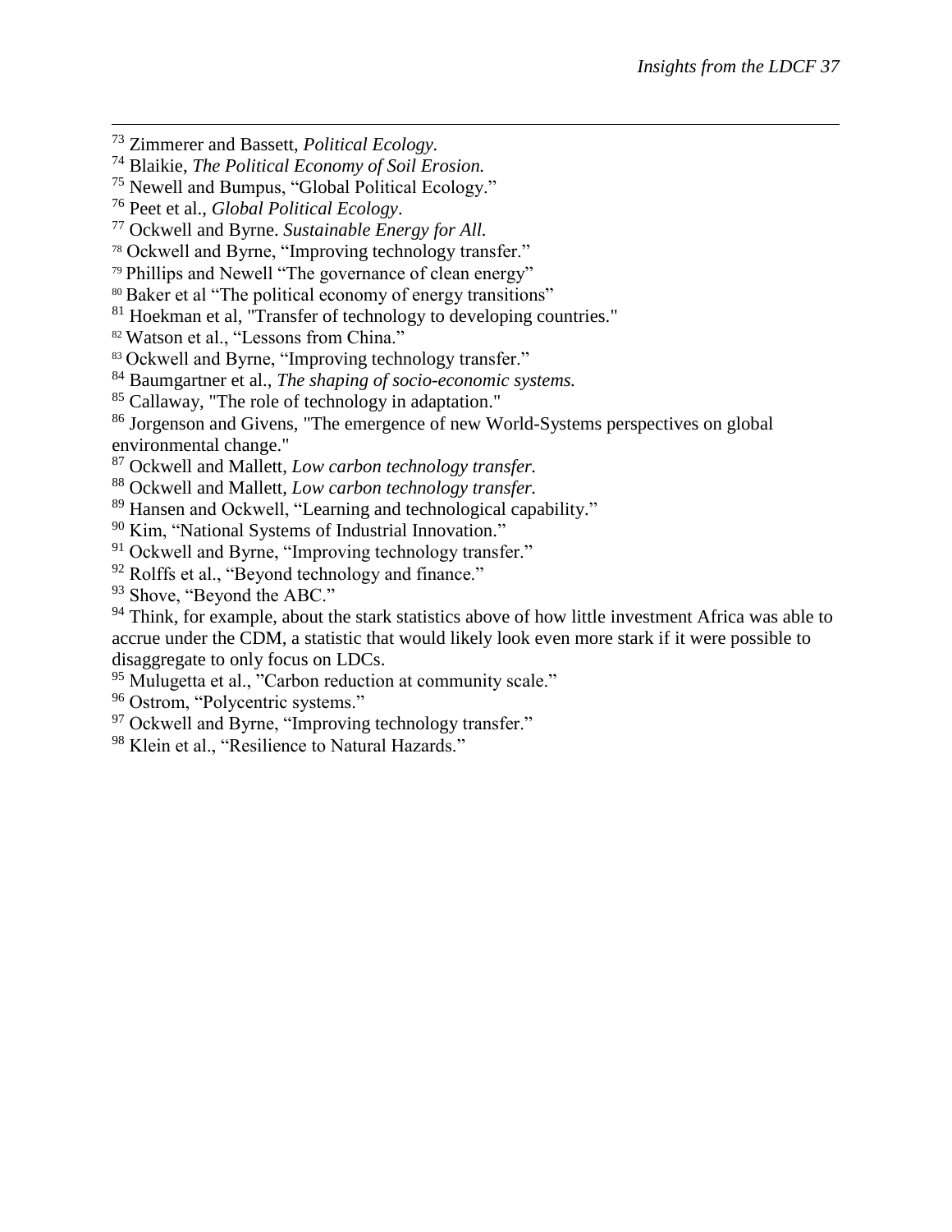[73] Zimmerer and Bassett, *Political Ecology*.
[74] Blaikie, *The Political Economy of Soil Erosion.*
[75] Newell and Bumpus, "Global Political Ecology."
[76] Peet et al., *Global Political Ecology*.
[77] Ockwell and Byrne. *Sustainable Energy for All.*
[78] Ockwell and Byrne, "Improving technology transfer."
[79] Phillips and Newell "The governance of clean energy"
[80] Baker et al "The political economy of energy transitions"
[81] Hoekman et al, "Transfer of technology to developing countries."
[82] Watson et al., "Lessons from China."
[83] Ockwell and Byrne, "Improving technology transfer."
[84] Baumgartner et al., *The shaping of socio-economic systems.*
[85] Callaway, "The role of technology in adaptation."
[86] Jorgenson and Givens, "The emergence of new World-Systems perspectives on global environmental change."
[87] Ockwell and Mallett, *Low carbon technology transfer.*
[88] Ockwell and Mallett, *Low carbon technology transfer.*
[89] Hansen and Ockwell, "Learning and technological capability."
[90] Kim, "National Systems of Industrial Innovation."
[91] Ockwell and Byrne, "Improving technology transfer."
[92] Rolffs et al., "Beyond technology and finance."
[93] Shove, "Beyond the ABC."
[94] Think, for example, about the stark statistics above of how little investment Africa was able to accrue under the CDM, a statistic that would likely look even more stark if it were possible to disaggregate to only focus on LDCs.
[95] Mulugetta et al., "Carbon reduction at community scale."
[96] Ostrom, "Polycentric systems."
[97] Ockwell and Byrne, "Improving technology transfer."
[98] Klein et al., "Resilience to Natural Hazards."